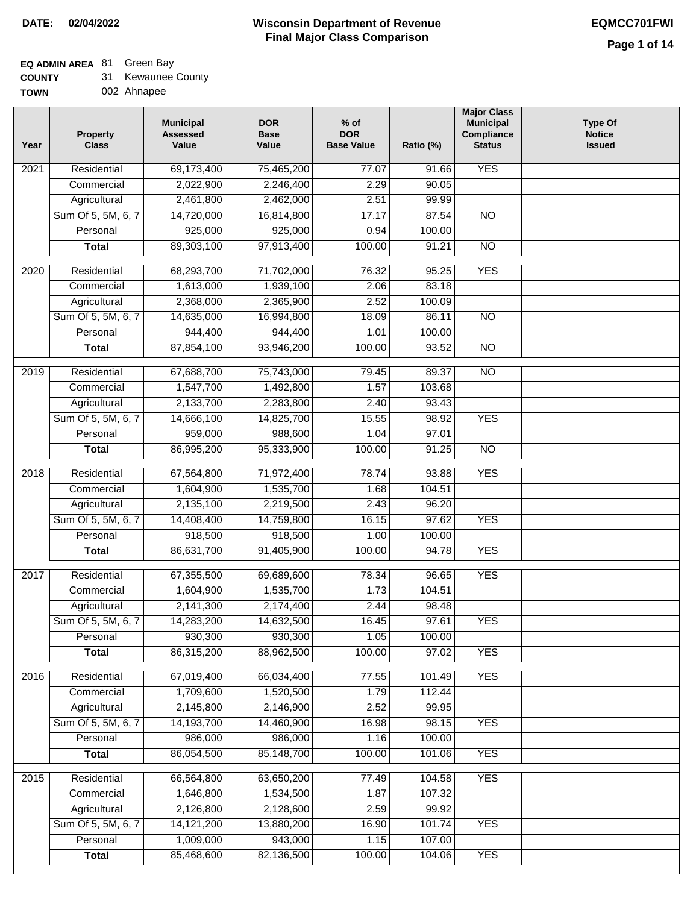**DATE:** 02/04/2022

# Wisconsin Department of Revenue
## Final Major Class Comparison

**EQMCC701FWI**

**EQ ADMIN AREA** 81 Green Bay
**COUNTY** 31 Kewaunee County
**TOWN** 002 Ahnapee

| Year | Property Class | Municipal Assessed Value | DOR Base Value | % of DOR Base Value | Ratio (%) | Major Class Municipal Compliance Status | Type Of Notice Issued |
|---|---|---|---|---|---|---|---|
| 2021 | Residential | 69,173,400 | 75,465,200 | 77.07 | 91.66 | YES | |
| | Commercial | 2,022,900 | 2,246,400 | 2.29 | 90.05 | | |
| | Agricultural | 2,461,800 | 2,462,000 | 2.51 | 99.99 | | |
| | Sum Of 5, 5M, 6, 7 | 14,720,000 | 16,814,800 | 17.17 | 87.54 | NO | |
| | Personal | 925,000 | 925,000 | 0.94 | 100.00 | | |
| | **Total** | 89,303,100 | 97,913,400 | 100.00 | 91.21 | NO | |
| 2020 | Residential | 68,293,700 | 71,702,000 | 76.32 | 95.25 | YES | |
| | Commercial | 1,613,000 | 1,939,100 | 2.06 | 83.18 | | |
| | Agricultural | 2,368,000 | 2,365,900 | 2.52 | 100.09 | | |
| | Sum Of 5, 5M, 6, 7 | 14,635,000 | 16,994,800 | 18.09 | 86.11 | NO | |
| | Personal | 944,400 | 944,400 | 1.01 | 100.00 | | |
| | **Total** | 87,854,100 | 93,946,200 | 100.00 | 93.52 | NO | |
| 2019 | Residential | 67,688,700 | 75,743,000 | 79.45 | 89.37 | NO | |
| | Commercial | 1,547,700 | 1,492,800 | 1.57 | 103.68 | | |
| | Agricultural | 2,133,700 | 2,283,800 | 2.40 | 93.43 | | |
| | Sum Of 5, 5M, 6, 7 | 14,666,100 | 14,825,700 | 15.55 | 98.92 | YES | |
| | Personal | 959,000 | 988,600 | 1.04 | 97.01 | | |
| | **Total** | 86,995,200 | 95,333,900 | 100.00 | 91.25 | NO | |
| 2018 | Residential | 67,564,800 | 71,972,400 | 78.74 | 93.88 | YES | |
| | Commercial | 1,604,900 | 1,535,700 | 1.68 | 104.51 | | |
| | Agricultural | 2,135,100 | 2,219,500 | 2.43 | 96.20 | | |
| | Sum Of 5, 5M, 6, 7 | 14,408,400 | 14,759,800 | 16.15 | 97.62 | YES | |
| | Personal | 918,500 | 918,500 | 1.00 | 100.00 | | |
| | **Total** | 86,631,700 | 91,405,900 | 100.00 | 94.78 | YES | |
| 2017 | Residential | 67,355,500 | 69,689,600 | 78.34 | 96.65 | YES | |
| | Commercial | 1,604,900 | 1,535,700 | 1.73 | 104.51 | | |
| | Agricultural | 2,141,300 | 2,174,400 | 2.44 | 98.48 | | |
| | Sum Of 5, 5M, 6, 7 | 14,283,200 | 14,632,500 | 16.45 | 97.61 | YES | |
| | Personal | 930,300 | 930,300 | 1.05 | 100.00 | | |
| | **Total** | 86,315,200 | 88,962,500 | 100.00 | 97.02 | YES | |
| 2016 | Residential | 67,019,400 | 66,034,400 | 77.55 | 101.49 | YES | |
| | Commercial | 1,709,600 | 1,520,500 | 1.79 | 112.44 | | |
| | Agricultural | 2,145,800 | 2,146,900 | 2.52 | 99.95 | | |
| | Sum Of 5, 5M, 6, 7 | 14,193,700 | 14,460,900 | 16.98 | 98.15 | YES | |
| | Personal | 986,000 | 986,000 | 1.16 | 100.00 | | |
| | **Total** | 86,054,500 | 85,148,700 | 100.00 | 101.06 | YES | |
| 2015 | Residential | 66,564,800 | 63,650,200 | 77.49 | 104.58 | YES | |
| | Commercial | 1,646,800 | 1,534,500 | 1.87 | 107.32 | | |
| | Agricultural | 2,126,800 | 2,128,600 | 2.59 | 99.92 | | |
| | Sum Of 5, 5M, 6, 7 | 14,121,200 | 13,880,200 | 16.90 | 101.74 | YES | |
| | Personal | 1,009,000 | 943,000 | 1.15 | 107.00 | | |
| | **Total** | 85,468,600 | 82,136,500 | 100.00 | 104.06 | YES | |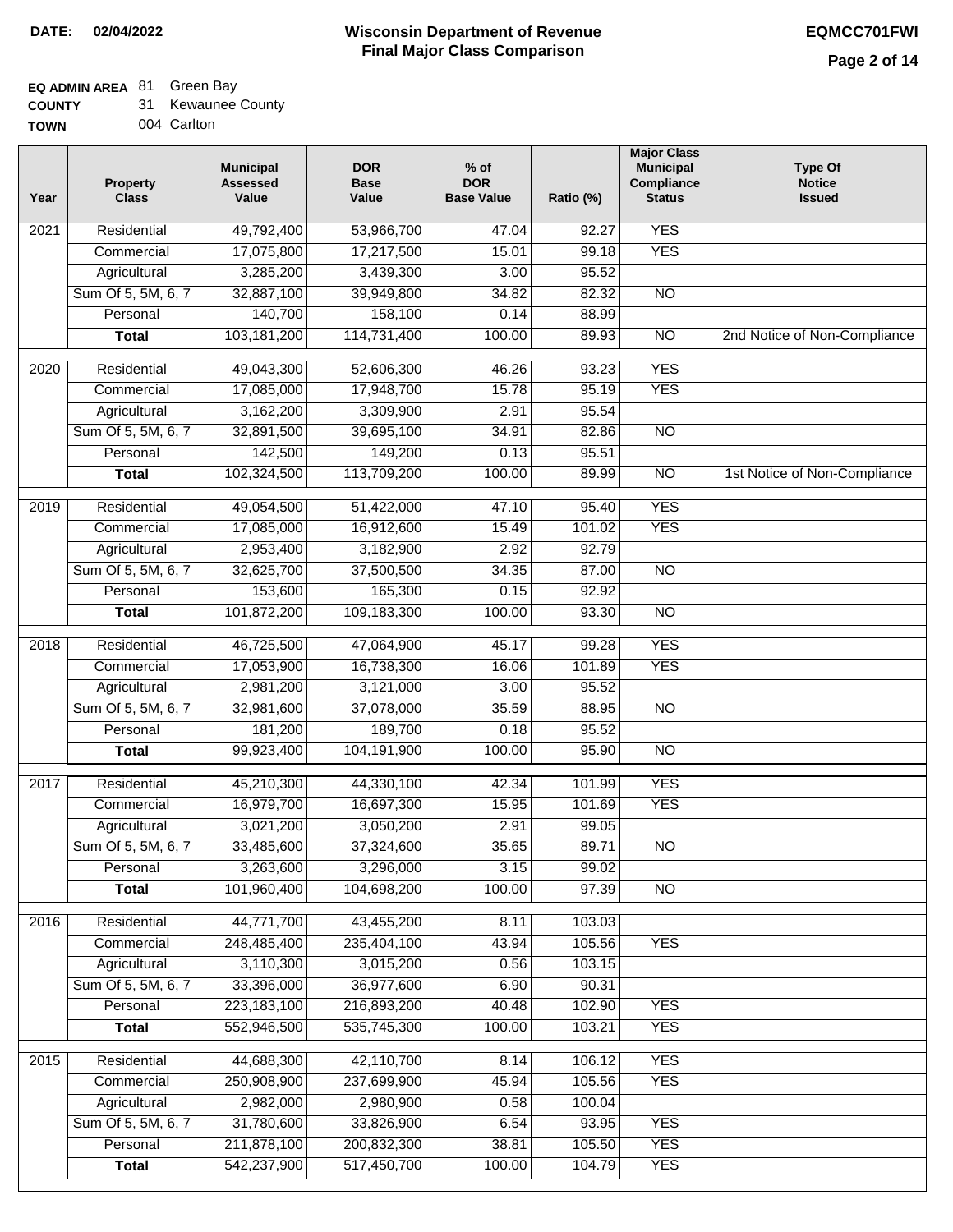**DATE:** 02/04/2022

# Wisconsin Department of Revenue
## Final Major Class Comparison

**EQMCC701FWI**

**EQ ADMIN AREA** 81 Green Bay
**COUNTY** 31 Kewaunee County
**TOWN** 004 Carlton

| Year | Property Class | Municipal Assessed Value | DOR Base Value | % of DOR Base Value | Ratio (%) | Major Class Municipal Compliance Status | Type Of Notice Issued |
|---|---|---|---|---|---|---|---|
| 2021 | Residential | 49,792,400 | 53,966,700 | 47.04 | 92.27 | YES | |
| | Commercial | 17,075,800 | 17,217,500 | 15.01 | 99.18 | YES | |
| | Agricultural | 3,285,200 | 3,439,300 | 3.00 | 95.52 | | |
| | Sum Of 5, 5M, 6, 7 | 32,887,100 | 39,949,800 | 34.82 | 82.32 | NO | |
| | Personal | 140,700 | 158,100 | 0.14 | 88.99 | | |
| | **Total** | 103,181,200 | 114,731,400 | 100.00 | 89.93 | NO | 2nd Notice of Non-Compliance |
| 2020 | Residential | 49,043,300 | 52,606,300 | 46.26 | 93.23 | YES | |
| | Commercial | 17,085,000 | 17,948,700 | 15.78 | 95.19 | YES | |
| | Agricultural | 3,162,200 | 3,309,900 | 2.91 | 95.54 | | |
| | Sum Of 5, 5M, 6, 7 | 32,891,500 | 39,695,100 | 34.91 | 82.86 | NO | |
| | Personal | 142,500 | 149,200 | 0.13 | 95.51 | | |
| | **Total** | 102,324,500 | 113,709,200 | 100.00 | 89.99 | NO | 1st Notice of Non-Compliance |
| 2019 | Residential | 49,054,500 | 51,422,000 | 47.10 | 95.40 | YES | |
| | Commercial | 17,085,000 | 16,912,600 | 15.49 | 101.02 | YES | |
| | Agricultural | 2,953,400 | 3,182,900 | 2.92 | 92.79 | | |
| | Sum Of 5, 5M, 6, 7 | 32,625,700 | 37,500,500 | 34.35 | 87.00 | NO | |
| | Personal | 153,600 | 165,300 | 0.15 | 92.92 | | |
| | **Total** | 101,872,200 | 109,183,300 | 100.00 | 93.30 | NO | |
| 2018 | Residential | 46,725,500 | 47,064,900 | 45.17 | 99.28 | YES | |
| | Commercial | 17,053,900 | 16,738,300 | 16.06 | 101.89 | YES | |
| | Agricultural | 2,981,200 | 3,121,000 | 3.00 | 95.52 | | |
| | Sum Of 5, 5M, 6, 7 | 32,981,600 | 37,078,000 | 35.59 | 88.95 | NO | |
| | Personal | 181,200 | 189,700 | 0.18 | 95.52 | | |
| | **Total** | 99,923,400 | 104,191,900 | 100.00 | 95.90 | NO | |
| 2017 | Residential | 45,210,300 | 44,330,100 | 42.34 | 101.99 | YES | |
| | Commercial | 16,979,700 | 16,697,300 | 15.95 | 101.69 | YES | |
| | Agricultural | 3,021,200 | 3,050,200 | 2.91 | 99.05 | | |
| | Sum Of 5, 5M, 6, 7 | 33,485,600 | 37,324,600 | 35.65 | 89.71 | NO | |
| | Personal | 3,263,600 | 3,296,000 | 3.15 | 99.02 | | |
| | **Total** | 101,960,400 | 104,698,200 | 100.00 | 97.39 | NO | |
| 2016 | Residential | 44,771,700 | 43,455,200 | 8.11 | 103.03 | | |
| | Commercial | 248,485,400 | 235,404,100 | 43.94 | 105.56 | YES | |
| | Agricultural | 3,110,300 | 3,015,200 | 0.56 | 103.15 | | |
| | Sum Of 5, 5M, 6, 7 | 33,396,000 | 36,977,600 | 6.90 | 90.31 | | |
| | Personal | 223,183,100 | 216,893,200 | 40.48 | 102.90 | YES | |
| | **Total** | 552,946,500 | 535,745,300 | 100.00 | 103.21 | YES | |
| 2015 | Residential | 44,688,300 | 42,110,700 | 8.14 | 106.12 | YES | |
| | Commercial | 250,908,900 | 237,699,900 | 45.94 | 105.56 | YES | |
| | Agricultural | 2,982,000 | 2,980,900 | 0.58 | 100.04 | | |
| | Sum Of 5, 5M, 6, 7 | 31,780,600 | 33,826,900 | 6.54 | 93.95 | YES | |
| | Personal | 211,878,100 | 200,832,300 | 38.81 | 105.50 | YES | |
| | **Total** | 542,237,900 | 517,450,700 | 100.00 | 104.79 | YES | |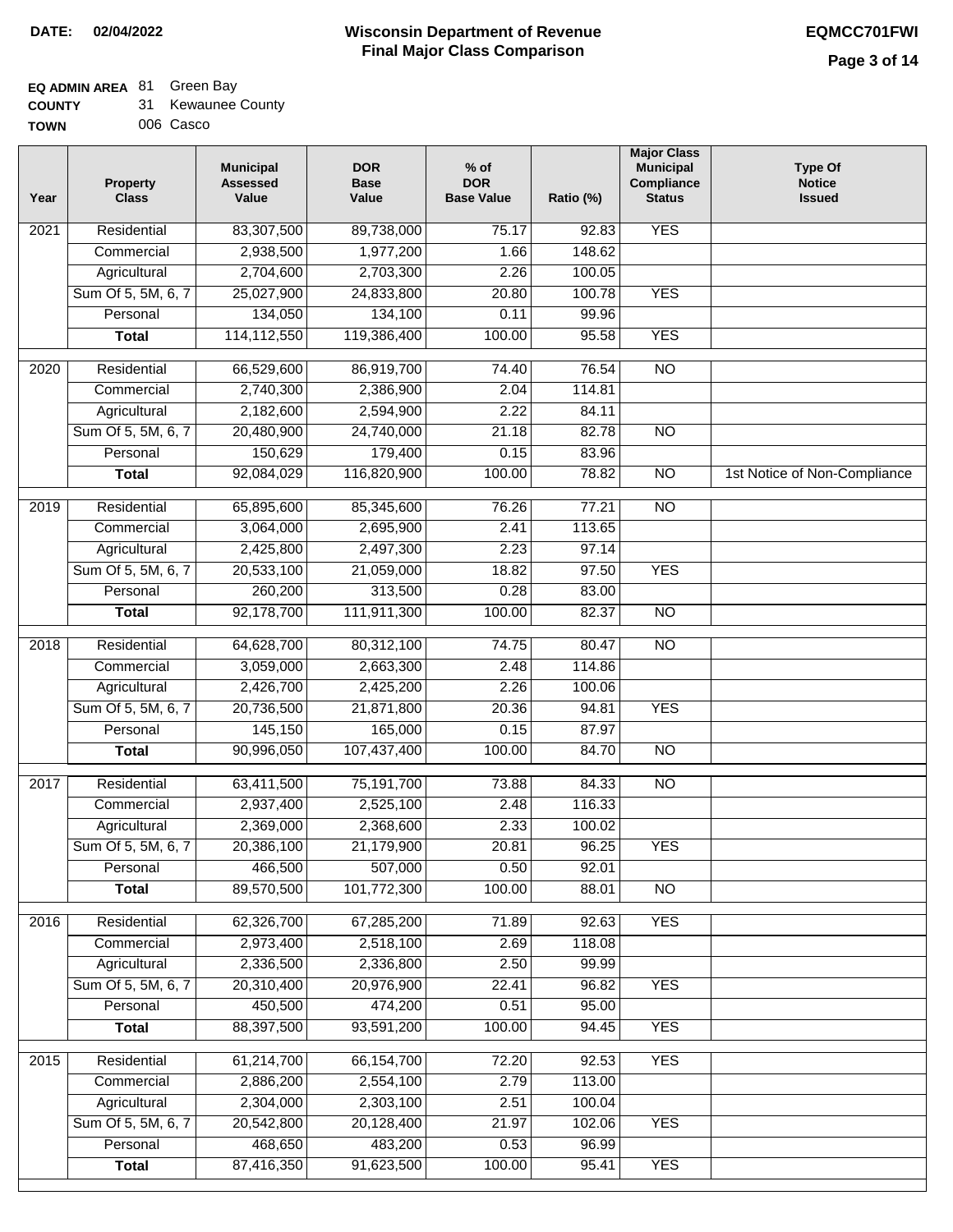**DATE: 02/04/2022**

# Wisconsin Department of Revenue
## Final Major Class Comparison

**EQMCC701FWI**

**EQ ADMIN AREA** 81 Green Bay
**COUNTY** 31 Kewaunee County
**TOWN** 006 Casco

| Year | Property Class | Municipal Assessed Value | DOR Base Value | % of DOR Base Value | Ratio (%) | Major Class Municipal Compliance Status | Type Of Notice Issued |
|---|---|---|---|---|---|---|---|
| 2021 | Residential | 83,307,500 | 89,738,000 | 75.17 | 92.83 | YES | |
| | Commercial | 2,938,500 | 1,977,200 | 1.66 | 148.62 | | |
| | Agricultural | 2,704,600 | 2,703,300 | 2.26 | 100.05 | | |
| | Sum Of 5, 5M, 6, 7 | 25,027,900 | 24,833,800 | 20.80 | 100.78 | YES | |
| | Personal | 134,050 | 134,100 | 0.11 | 99.96 | | |
| | **Total** | 114,112,550 | 119,386,400 | 100.00 | 95.58 | YES | |
| 2020 | Residential | 66,529,600 | 86,919,700 | 74.40 | 76.54 | NO | |
| | Commercial | 2,740,300 | 2,386,900 | 2.04 | 114.81 | | |
| | Agricultural | 2,182,600 | 2,594,900 | 2.22 | 84.11 | | |
| | Sum Of 5, 5M, 6, 7 | 20,480,900 | 24,740,000 | 21.18 | 82.78 | NO | |
| | Personal | 150,629 | 179,400 | 0.15 | 83.96 | | |
| | **Total** | 92,084,029 | 116,820,900 | 100.00 | 78.82 | NO | 1st Notice of Non-Compliance |
| 2019 | Residential | 65,895,600 | 85,345,600 | 76.26 | 77.21 | NO | |
| | Commercial | 3,064,000 | 2,695,900 | 2.41 | 113.65 | | |
| | Agricultural | 2,425,800 | 2,497,300 | 2.23 | 97.14 | | |
| | Sum Of 5, 5M, 6, 7 | 20,533,100 | 21,059,000 | 18.82 | 97.50 | YES | |
| | Personal | 260,200 | 313,500 | 0.28 | 83.00 | | |
| | **Total** | 92,178,700 | 111,911,300 | 100.00 | 82.37 | NO | |
| 2018 | Residential | 64,628,700 | 80,312,100 | 74.75 | 80.47 | NO | |
| | Commercial | 3,059,000 | 2,663,300 | 2.48 | 114.86 | | |
| | Agricultural | 2,426,700 | 2,425,200 | 2.26 | 100.06 | | |
| | Sum Of 5, 5M, 6, 7 | 20,736,500 | 21,871,800 | 20.36 | 94.81 | YES | |
| | Personal | 145,150 | 165,000 | 0.15 | 87.97 | | |
| | **Total** | 90,996,050 | 107,437,400 | 100.00 | 84.70 | NO | |
| 2017 | Residential | 63,411,500 | 75,191,700 | 73.88 | 84.33 | NO | |
| | Commercial | 2,937,400 | 2,525,100 | 2.48 | 116.33 | | |
| | Agricultural | 2,369,000 | 2,368,600 | 2.33 | 100.02 | | |
| | Sum Of 5, 5M, 6, 7 | 20,386,100 | 21,179,900 | 20.81 | 96.25 | YES | |
| | Personal | 466,500 | 507,000 | 0.50 | 92.01 | | |
| | **Total** | 89,570,500 | 101,772,300 | 100.00 | 88.01 | NO | |
| 2016 | Residential | 62,326,700 | 67,285,200 | 71.89 | 92.63 | YES | |
| | Commercial | 2,973,400 | 2,518,100 | 2.69 | 118.08 | | |
| | Agricultural | 2,336,500 | 2,336,800 | 2.50 | 99.99 | | |
| | Sum Of 5, 5M, 6, 7 | 20,310,400 | 20,976,900 | 22.41 | 96.82 | YES | |
| | Personal | 450,500 | 474,200 | 0.51 | 95.00 | | |
| | **Total** | 88,397,500 | 93,591,200 | 100.00 | 94.45 | YES | |
| 2015 | Residential | 61,214,700 | 66,154,700 | 72.20 | 92.53 | YES | |
| | Commercial | 2,886,200 | 2,554,100 | 2.79 | 113.00 | | |
| | Agricultural | 2,304,000 | 2,303,100 | 2.51 | 100.04 | | |
| | Sum Of 5, 5M, 6, 7 | 20,542,800 | 20,128,400 | 21.97 | 102.06 | YES | |
| | Personal | 468,650 | 483,200 | 0.53 | 96.99 | | |
| | **Total** | 87,416,350 | 91,623,500 | 100.00 | 95.41 | YES | |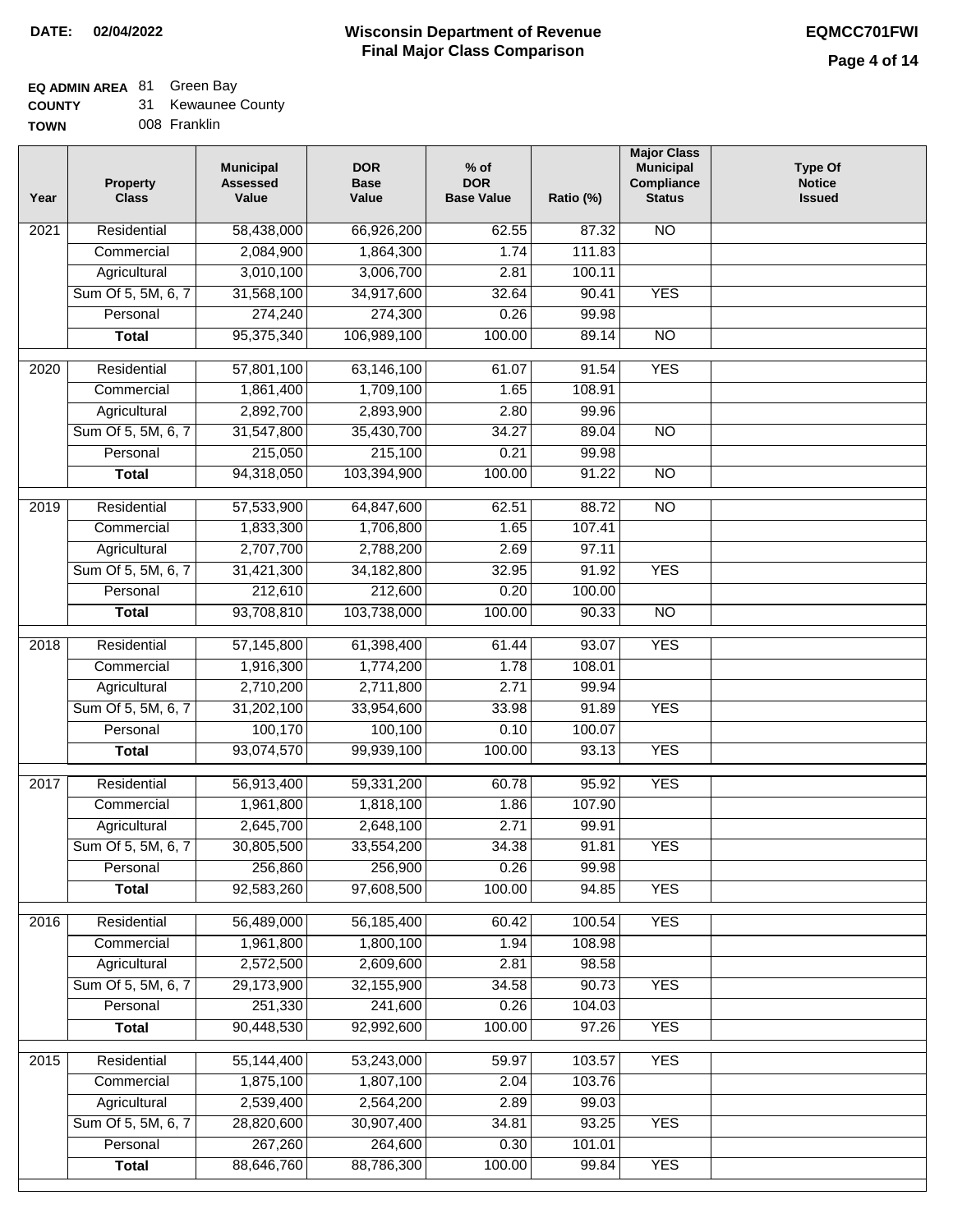**DATE:** 02/04/2022

# Wisconsin Department of Revenue
## Final Major Class Comparison

**EQMCC701FWI**

**EQ ADMIN AREA** 81 Green Bay
**COUNTY** 31 Kewaunee County
**TOWN** 008 Franklin

| Year | Property Class | Municipal Assessed Value | DOR Base Value | % of DOR Base Value | Ratio (%) | Major Class Municipal Compliance Status | Type Of Notice Issued |
|---|---|---|---|---|---|---|---|
| 2021 | Residential | 58,438,000 | 66,926,200 | 62.55 | 87.32 | NO | |
| | Commercial | 2,084,900 | 1,864,300 | 1.74 | 111.83 | | |
| | Agricultural | 3,010,100 | 3,006,700 | 2.81 | 100.11 | | |
| | Sum Of 5, 5M, 6, 7 | 31,568,100 | 34,917,600 | 32.64 | 90.41 | YES | |
| | Personal | 274,240 | 274,300 | 0.26 | 99.98 | | |
| | **Total** | 95,375,340 | 106,989,100 | 100.00 | 89.14 | NO | |
| 2020 | Residential | 57,801,100 | 63,146,100 | 61.07 | 91.54 | YES | |
| | Commercial | 1,861,400 | 1,709,100 | 1.65 | 108.91 | | |
| | Agricultural | 2,892,700 | 2,893,900 | 2.80 | 99.96 | | |
| | Sum Of 5, 5M, 6, 7 | 31,547,800 | 35,430,700 | 34.27 | 89.04 | NO | |
| | Personal | 215,050 | 215,100 | 0.21 | 99.98 | | |
| | **Total** | 94,318,050 | 103,394,900 | 100.00 | 91.22 | NO | |
| 2019 | Residential | 57,533,900 | 64,847,600 | 62.51 | 88.72 | NO | |
| | Commercial | 1,833,300 | 1,706,800 | 1.65 | 107.41 | | |
| | Agricultural | 2,707,700 | 2,788,200 | 2.69 | 97.11 | | |
| | Sum Of 5, 5M, 6, 7 | 31,421,300 | 34,182,800 | 32.95 | 91.92 | YES | |
| | Personal | 212,610 | 212,600 | 0.20 | 100.00 | | |
| | **Total** | 93,708,810 | 103,738,000 | 100.00 | 90.33 | NO | |
| 2018 | Residential | 57,145,800 | 61,398,400 | 61.44 | 93.07 | YES | |
| | Commercial | 1,916,300 | 1,774,200 | 1.78 | 108.01 | | |
| | Agricultural | 2,710,200 | 2,711,800 | 2.71 | 99.94 | | |
| | Sum Of 5, 5M, 6, 7 | 31,202,100 | 33,954,600 | 33.98 | 91.89 | YES | |
| | Personal | 100,170 | 100,100 | 0.10 | 100.07 | | |
| | **Total** | 93,074,570 | 99,939,100 | 100.00 | 93.13 | YES | |
| 2017 | Residential | 56,913,400 | 59,331,200 | 60.78 | 95.92 | YES | |
| | Commercial | 1,961,800 | 1,818,100 | 1.86 | 107.90 | | |
| | Agricultural | 2,645,700 | 2,648,100 | 2.71 | 99.91 | | |
| | Sum Of 5, 5M, 6, 7 | 30,805,500 | 33,554,200 | 34.38 | 91.81 | YES | |
| | Personal | 256,860 | 256,900 | 0.26 | 99.98 | | |
| | **Total** | 92,583,260 | 97,608,500 | 100.00 | 94.85 | YES | |
| 2016 | Residential | 56,489,000 | 56,185,400 | 60.42 | 100.54 | YES | |
| | Commercial | 1,961,800 | 1,800,100 | 1.94 | 108.98 | | |
| | Agricultural | 2,572,500 | 2,609,600 | 2.81 | 98.58 | | |
| | Sum Of 5, 5M, 6, 7 | 29,173,900 | 32,155,900 | 34.58 | 90.73 | YES | |
| | Personal | 251,330 | 241,600 | 0.26 | 104.03 | | |
| | **Total** | 90,448,530 | 92,992,600 | 100.00 | 97.26 | YES | |
| 2015 | Residential | 55,144,400 | 53,243,000 | 59.97 | 103.57 | YES | |
| | Commercial | 1,875,100 | 1,807,100 | 2.04 | 103.76 | | |
| | Agricultural | 2,539,400 | 2,564,200 | 2.89 | 99.03 | | |
| | Sum Of 5, 5M, 6, 7 | 28,820,600 | 30,907,400 | 34.81 | 93.25 | YES | |
| | Personal | 267,260 | 264,600 | 0.30 | 101.01 | | |
| | **Total** | 88,646,760 | 88,786,300 | 100.00 | 99.84 | YES | |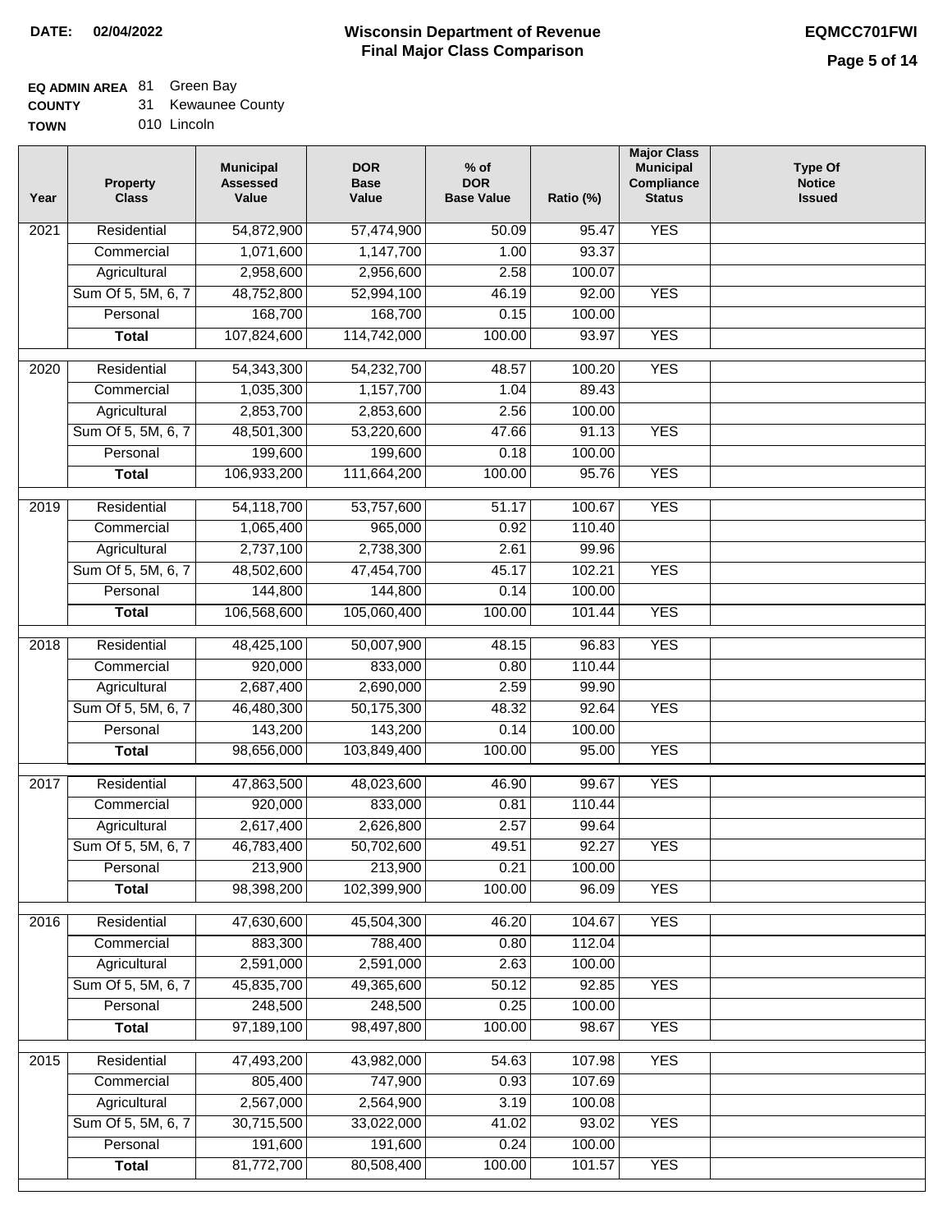**DATE:** 02/04/2022

# Wisconsin Department of Revenue
## Final Major Class Comparison

**EQMCC701FWI**

**EQ ADMIN AREA** 81 Green Bay
**COUNTY** 31 Kewaunee County
**TOWN** 010 Lincoln

| Year | Property Class | Municipal Assessed Value | DOR Base Value | % of DOR Base Value | Ratio (%) | Major Class Municipal Compliance Status | Type Of Notice Issued |
|---|---|---|---|---|---|---|---|
| 2021 | Residential | 54,872,900 | 57,474,900 | 50.09 | 95.47 | YES | |
| | Commercial | 1,071,600 | 1,147,700 | 1.00 | 93.37 | | |
| | Agricultural | 2,958,600 | 2,956,600 | 2.58 | 100.07 | | |
| | Sum Of 5, 5M, 6, 7 | 48,752,800 | 52,994,100 | 46.19 | 92.00 | YES | |
| | Personal | 168,700 | 168,700 | 0.15 | 100.00 | | |
| | **Total** | 107,824,600 | 114,742,000 | 100.00 | 93.97 | YES | |
| 2020 | Residential | 54,343,300 | 54,232,700 | 48.57 | 100.20 | YES | |
| | Commercial | 1,035,300 | 1,157,700 | 1.04 | 89.43 | | |
| | Agricultural | 2,853,700 | 2,853,600 | 2.56 | 100.00 | | |
| | Sum Of 5, 5M, 6, 7 | 48,501,300 | 53,220,600 | 47.66 | 91.13 | YES | |
| | Personal | 199,600 | 199,600 | 0.18 | 100.00 | | |
| | **Total** | 106,933,200 | 111,664,200 | 100.00 | 95.76 | YES | |
| 2019 | Residential | 54,118,700 | 53,757,600 | 51.17 | 100.67 | YES | |
| | Commercial | 1,065,400 | 965,000 | 0.92 | 110.40 | | |
| | Agricultural | 2,737,100 | 2,738,300 | 2.61 | 99.96 | | |
| | Sum Of 5, 5M, 6, 7 | 48,502,600 | 47,454,700 | 45.17 | 102.21 | YES | |
| | Personal | 144,800 | 144,800 | 0.14 | 100.00 | | |
| | **Total** | 106,568,600 | 105,060,400 | 100.00 | 101.44 | YES | |
| 2018 | Residential | 48,425,100 | 50,007,900 | 48.15 | 96.83 | YES | |
| | Commercial | 920,000 | 833,000 | 0.80 | 110.44 | | |
| | Agricultural | 2,687,400 | 2,690,000 | 2.59 | 99.90 | | |
| | Sum Of 5, 5M, 6, 7 | 46,480,300 | 50,175,300 | 48.32 | 92.64 | YES | |
| | Personal | 143,200 | 143,200 | 0.14 | 100.00 | | |
| | **Total** | 98,656,000 | 103,849,400 | 100.00 | 95.00 | YES | |
| 2017 | Residential | 47,863,500 | 48,023,600 | 46.90 | 99.67 | YES | |
| | Commercial | 920,000 | 833,000 | 0.81 | 110.44 | | |
| | Agricultural | 2,617,400 | 2,626,800 | 2.57 | 99.64 | | |
| | Sum Of 5, 5M, 6, 7 | 46,783,400 | 50,702,600 | 49.51 | 92.27 | YES | |
| | Personal | 213,900 | 213,900 | 0.21 | 100.00 | | |
| | **Total** | 98,398,200 | 102,399,900 | 100.00 | 96.09 | YES | |
| 2016 | Residential | 47,630,600 | 45,504,300 | 46.20 | 104.67 | YES | |
| | Commercial | 883,300 | 788,400 | 0.80 | 112.04 | | |
| | Agricultural | 2,591,000 | 2,591,000 | 2.63 | 100.00 | | |
| | Sum Of 5, 5M, 6, 7 | 45,835,700 | 49,365,600 | 50.12 | 92.85 | YES | |
| | Personal | 248,500 | 248,500 | 0.25 | 100.00 | | |
| | **Total** | 97,189,100 | 98,497,800 | 100.00 | 98.67 | YES | |
| 2015 | Residential | 47,493,200 | 43,982,000 | 54.63 | 107.98 | YES | |
| | Commercial | 805,400 | 747,900 | 0.93 | 107.69 | | |
| | Agricultural | 2,567,000 | 2,564,900 | 3.19 | 100.08 | | |
| | Sum Of 5, 5M, 6, 7 | 30,715,500 | 33,022,000 | 41.02 | 93.02 | YES | |
| | Personal | 191,600 | 191,600 | 0.24 | 100.00 | | |
| | **Total** | 81,772,700 | 80,508,400 | 100.00 | 101.57 | YES | |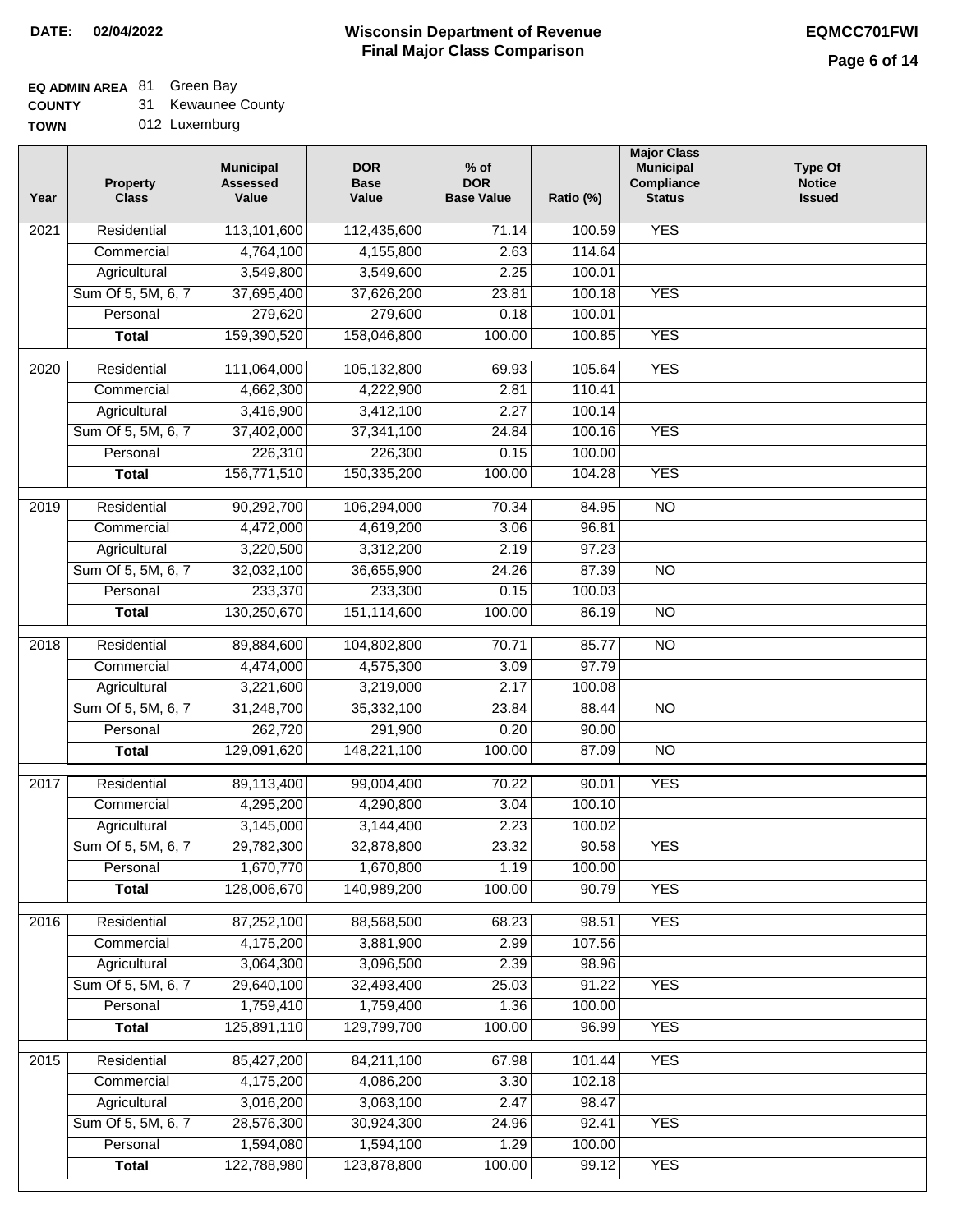**DATE:** 02/04/2022

# Wisconsin Department of Revenue
## Final Major Class Comparison

**EQMCC701FWI**

**EQ ADMIN AREA** 81 Green Bay
**COUNTY** 31 Kewaunee County
**TOWN** 012 Luxemburg

| Year | Property Class | Municipal Assessed Value | DOR Base Value | % of DOR Base Value | Ratio (%) | Major Class Municipal Compliance Status | Type Of Notice Issued |
|---|---|---|---|---|---|---|---|
| 2021 | Residential | 113,101,600 | 112,435,600 | 71.14 | 100.59 | YES | |
| | Commercial | 4,764,100 | 4,155,800 | 2.63 | 114.64 | | |
| | Agricultural | 3,549,800 | 3,549,600 | 2.25 | 100.01 | | |
| | Sum Of 5, 5M, 6, 7 | 37,695,400 | 37,626,200 | 23.81 | 100.18 | YES | |
| | Personal | 279,620 | 279,600 | 0.18 | 100.01 | | |
| | **Total** | 159,390,520 | 158,046,800 | 100.00 | 100.85 | YES | |
| 2020 | Residential | 111,064,000 | 105,132,800 | 69.93 | 105.64 | YES | |
| | Commercial | 4,662,300 | 4,222,900 | 2.81 | 110.41 | | |
| | Agricultural | 3,416,900 | 3,412,100 | 2.27 | 100.14 | | |
| | Sum Of 5, 5M, 6, 7 | 37,402,000 | 37,341,100 | 24.84 | 100.16 | YES | |
| | Personal | 226,310 | 226,300 | 0.15 | 100.00 | | |
| | **Total** | 156,771,510 | 150,335,200 | 100.00 | 104.28 | YES | |
| 2019 | Residential | 90,292,700 | 106,294,000 | 70.34 | 84.95 | NO | |
| | Commercial | 4,472,000 | 4,619,200 | 3.06 | 96.81 | | |
| | Agricultural | 3,220,500 | 3,312,200 | 2.19 | 97.23 | | |
| | Sum Of 5, 5M, 6, 7 | 32,032,100 | 36,655,900 | 24.26 | 87.39 | NO | |
| | Personal | 233,370 | 233,300 | 0.15 | 100.03 | | |
| | **Total** | 130,250,670 | 151,114,600 | 100.00 | 86.19 | NO | |
| 2018 | Residential | 89,884,600 | 104,802,800 | 70.71 | 85.77 | NO | |
| | Commercial | 4,474,000 | 4,575,300 | 3.09 | 97.79 | | |
| | Agricultural | 3,221,600 | 3,219,000 | 2.17 | 100.08 | | |
| | Sum Of 5, 5M, 6, 7 | 31,248,700 | 35,332,100 | 23.84 | 88.44 | NO | |
| | Personal | 262,720 | 291,900 | 0.20 | 90.00 | | |
| | **Total** | 129,091,620 | 148,221,100 | 100.00 | 87.09 | NO | |
| 2017 | Residential | 89,113,400 | 99,004,400 | 70.22 | 90.01 | YES | |
| | Commercial | 4,295,200 | 4,290,800 | 3.04 | 100.10 | | |
| | Agricultural | 3,145,000 | 3,144,400 | 2.23 | 100.02 | | |
| | Sum Of 5, 5M, 6, 7 | 29,782,300 | 32,878,800 | 23.32 | 90.58 | YES | |
| | Personal | 1,670,770 | 1,670,800 | 1.19 | 100.00 | | |
| | **Total** | 128,006,670 | 140,989,200 | 100.00 | 90.79 | YES | |
| 2016 | Residential | 87,252,100 | 88,568,500 | 68.23 | 98.51 | YES | |
| | Commercial | 4,175,200 | 3,881,900 | 2.99 | 107.56 | | |
| | Agricultural | 3,064,300 | 3,096,500 | 2.39 | 98.96 | | |
| | Sum Of 5, 5M, 6, 7 | 29,640,100 | 32,493,400 | 25.03 | 91.22 | YES | |
| | Personal | 1,759,410 | 1,759,400 | 1.36 | 100.00 | | |
| | **Total** | 125,891,110 | 129,799,700 | 100.00 | 96.99 | YES | |
| 2015 | Residential | 85,427,200 | 84,211,100 | 67.98 | 101.44 | YES | |
| | Commercial | 4,175,200 | 4,086,200 | 3.30 | 102.18 | | |
| | Agricultural | 3,016,200 | 3,063,100 | 2.47 | 98.47 | | |
| | Sum Of 5, 5M, 6, 7 | 28,576,300 | 30,924,300 | 24.96 | 92.41 | YES | |
| | Personal | 1,594,080 | 1,594,100 | 1.29 | 100.00 | | |
| | **Total** | 122,788,980 | 123,878,800 | 100.00 | 99.12 | YES | |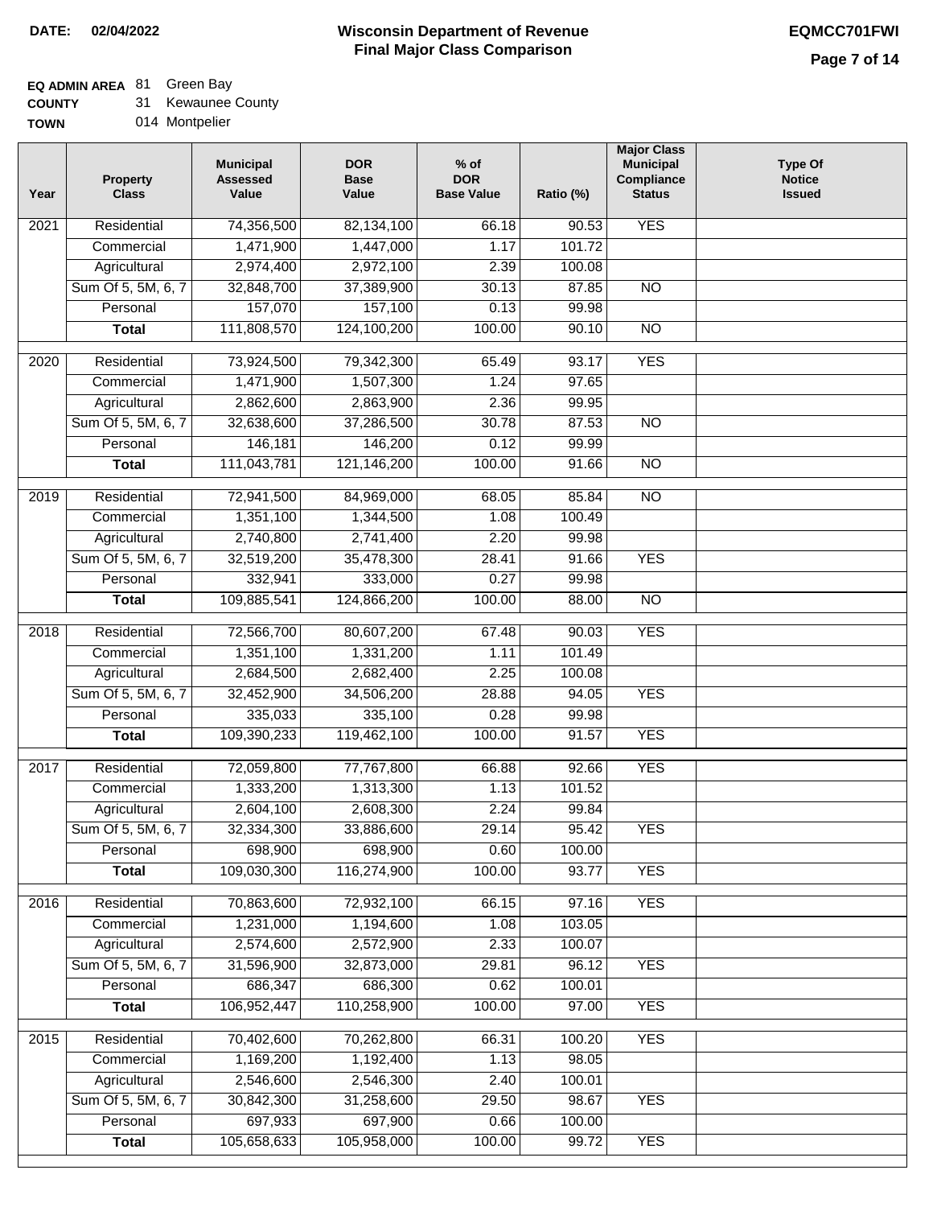**DATE: 02/04/2022**

# Wisconsin Department of Revenue
## Final Major Class Comparison

**EQMCC701FWI**

**EQ ADMIN AREA** 81 Green Bay
**COUNTY** 31 Kewaunee County
**TOWN** 014 Montpelier

| Year | Property Class | Municipal Assessed Value | DOR Base Value | % of DOR Base Value | Ratio (%) | Major Class Municipal Compliance Status | Type Of Notice Issued |
|---|---|---|---|---|---|---|---|
| 2021 | Residential | 74,356,500 | 82,134,100 | 66.18 | 90.53 | YES | |
| | Commercial | 1,471,900 | 1,447,000 | 1.17 | 101.72 | | |
| | Agricultural | 2,974,400 | 2,972,100 | 2.39 | 100.08 | | |
| | Sum Of 5, 5M, 6, 7 | 32,848,700 | 37,389,900 | 30.13 | 87.85 | NO | |
| | Personal | 157,070 | 157,100 | 0.13 | 99.98 | | |
| | **Total** | 111,808,570 | 124,100,200 | 100.00 | 90.10 | NO | |
| 2020 | Residential | 73,924,500 | 79,342,300 | 65.49 | 93.17 | YES | |
| | Commercial | 1,471,900 | 1,507,300 | 1.24 | 97.65 | | |
| | Agricultural | 2,862,600 | 2,863,900 | 2.36 | 99.95 | | |
| | Sum Of 5, 5M, 6, 7 | 32,638,600 | 37,286,500 | 30.78 | 87.53 | NO | |
| | Personal | 146,181 | 146,200 | 0.12 | 99.99 | | |
| | **Total** | 111,043,781 | 121,146,200 | 100.00 | 91.66 | NO | |
| 2019 | Residential | 72,941,500 | 84,969,000 | 68.05 | 85.84 | NO | |
| | Commercial | 1,351,100 | 1,344,500 | 1.08 | 100.49 | | |
| | Agricultural | 2,740,800 | 2,741,400 | 2.20 | 99.98 | | |
| | Sum Of 5, 5M, 6, 7 | 32,519,200 | 35,478,300 | 28.41 | 91.66 | YES | |
| | Personal | 332,941 | 333,000 | 0.27 | 99.98 | | |
| | **Total** | 109,885,541 | 124,866,200 | 100.00 | 88.00 | NO | |
| 2018 | Residential | 72,566,700 | 80,607,200 | 67.48 | 90.03 | YES | |
| | Commercial | 1,351,100 | 1,331,200 | 1.11 | 101.49 | | |
| | Agricultural | 2,684,500 | 2,682,400 | 2.25 | 100.08 | | |
| | Sum Of 5, 5M, 6, 7 | 32,452,900 | 34,506,200 | 28.88 | 94.05 | YES | |
| | Personal | 335,033 | 335,100 | 0.28 | 99.98 | | |
| | **Total** | 109,390,233 | 119,462,100 | 100.00 | 91.57 | YES | |
| 2017 | Residential | 72,059,800 | 77,767,800 | 66.88 | 92.66 | YES | |
| | Commercial | 1,333,200 | 1,313,300 | 1.13 | 101.52 | | |
| | Agricultural | 2,604,100 | 2,608,300 | 2.24 | 99.84 | | |
| | Sum Of 5, 5M, 6, 7 | 32,334,300 | 33,886,600 | 29.14 | 95.42 | YES | |
| | Personal | 698,900 | 698,900 | 0.60 | 100.00 | | |
| | **Total** | 109,030,300 | 116,274,900 | 100.00 | 93.77 | YES | |
| 2016 | Residential | 70,863,600 | 72,932,100 | 66.15 | 97.16 | YES | |
| | Commercial | 1,231,000 | 1,194,600 | 1.08 | 103.05 | | |
| | Agricultural | 2,574,600 | 2,572,900 | 2.33 | 100.07 | | |
| | Sum Of 5, 5M, 6, 7 | 31,596,900 | 32,873,000 | 29.81 | 96.12 | YES | |
| | Personal | 686,347 | 686,300 | 0.62 | 100.01 | | |
| | **Total** | 106,952,447 | 110,258,900 | 100.00 | 97.00 | YES | |
| 2015 | Residential | 70,402,600 | 70,262,800 | 66.31 | 100.20 | YES | |
| | Commercial | 1,169,200 | 1,192,400 | 1.13 | 98.05 | | |
| | Agricultural | 2,546,600 | 2,546,300 | 2.40 | 100.01 | | |
| | Sum Of 5, 5M, 6, 7 | 30,842,300 | 31,258,600 | 29.50 | 98.67 | YES | |
| | Personal | 697,933 | 697,900 | 0.66 | 100.00 | | |
| | **Total** | 105,658,633 | 105,958,000 | 100.00 | 99.72 | YES | |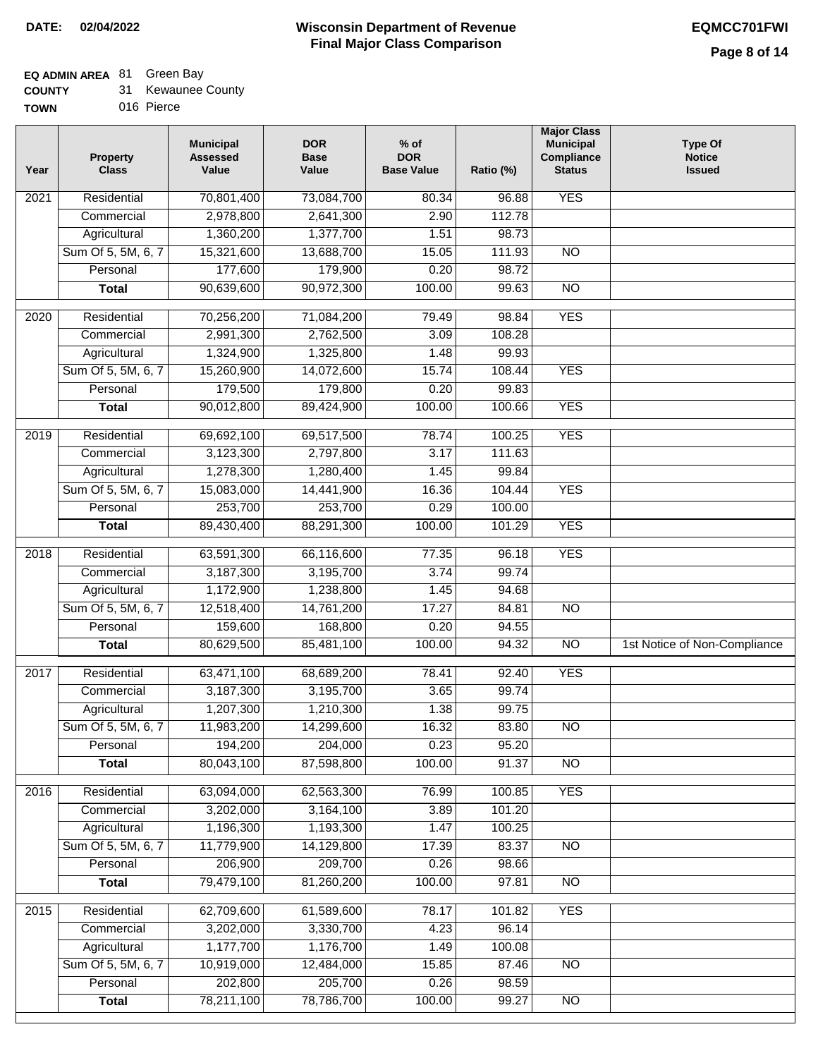**DATE:** 02/04/2022

# Wisconsin Department of Revenue
## Final Major Class Comparison

**EQMCC701FWI**

**EQ ADMIN AREA** 81 Green Bay
**COUNTY** 31 Kewaunee County
**TOWN** 016 Pierce

| Year | Property Class | Municipal Assessed Value | DOR Base Value | % of DOR Base Value | Ratio (%) | Major Class Municipal Compliance Status | Type Of Notice Issued |
|---|---|---|---|---|---|---|---|
| 2021 | Residential | 70,801,400 | 73,084,700 | 80.34 | 96.88 | YES | |
| | Commercial | 2,978,800 | 2,641,300 | 2.90 | 112.78 | | |
| | Agricultural | 1,360,200 | 1,377,700 | 1.51 | 98.73 | | |
| | Sum Of 5, 5M, 6, 7 | 15,321,600 | 13,688,700 | 15.05 | 111.93 | NO | |
| | Personal | 177,600 | 179,900 | 0.20 | 98.72 | | |
| | **Total** | 90,639,600 | 90,972,300 | 100.00 | 99.63 | NO | |
| 2020 | Residential | 70,256,200 | 71,084,200 | 79.49 | 98.84 | YES | |
| | Commercial | 2,991,300 | 2,762,500 | 3.09 | 108.28 | | |
| | Agricultural | 1,324,900 | 1,325,800 | 1.48 | 99.93 | | |
| | Sum Of 5, 5M, 6, 7 | 15,260,900 | 14,072,600 | 15.74 | 108.44 | YES | |
| | Personal | 179,500 | 179,800 | 0.20 | 99.83 | | |
| | **Total** | 90,012,800 | 89,424,900 | 100.00 | 100.66 | YES | |
| 2019 | Residential | 69,692,100 | 69,517,500 | 78.74 | 100.25 | YES | |
| | Commercial | 3,123,300 | 2,797,800 | 3.17 | 111.63 | | |
| | Agricultural | 1,278,300 | 1,280,400 | 1.45 | 99.84 | | |
| | Sum Of 5, 5M, 6, 7 | 15,083,000 | 14,441,900 | 16.36 | 104.44 | YES | |
| | Personal | 253,700 | 253,700 | 0.29 | 100.00 | | |
| | **Total** | 89,430,400 | 88,291,300 | 100.00 | 101.29 | YES | |
| 2018 | Residential | 63,591,300 | 66,116,600 | 77.35 | 96.18 | YES | |
| | Commercial | 3,187,300 | 3,195,700 | 3.74 | 99.74 | | |
| | Agricultural | 1,172,900 | 1,238,800 | 1.45 | 94.68 | | |
| | Sum Of 5, 5M, 6, 7 | 12,518,400 | 14,761,200 | 17.27 | 84.81 | NO | |
| | Personal | 159,600 | 168,800 | 0.20 | 94.55 | | |
| | **Total** | 80,629,500 | 85,481,100 | 100.00 | 94.32 | NO | 1st Notice of Non-Compliance |
| 2017 | Residential | 63,471,100 | 68,689,200 | 78.41 | 92.40 | YES | |
| | Commercial | 3,187,300 | 3,195,700 | 3.65 | 99.74 | | |
| | Agricultural | 1,207,300 | 1,210,300 | 1.38 | 99.75 | | |
| | Sum Of 5, 5M, 6, 7 | 11,983,200 | 14,299,600 | 16.32 | 83.80 | NO | |
| | Personal | 194,200 | 204,000 | 0.23 | 95.20 | | |
| | **Total** | 80,043,100 | 87,598,800 | 100.00 | 91.37 | NO | |
| 2016 | Residential | 63,094,000 | 62,563,300 | 76.99 | 100.85 | YES | |
| | Commercial | 3,202,000 | 3,164,100 | 3.89 | 101.20 | | |
| | Agricultural | 1,196,300 | 1,193,300 | 1.47 | 100.25 | | |
| | Sum Of 5, 5M, 6, 7 | 11,779,900 | 14,129,800 | 17.39 | 83.37 | NO | |
| | Personal | 206,900 | 209,700 | 0.26 | 98.66 | | |
| | **Total** | 79,479,100 | 81,260,200 | 100.00 | 97.81 | NO | |
| 2015 | Residential | 62,709,600 | 61,589,600 | 78.17 | 101.82 | YES | |
| | Commercial | 3,202,000 | 3,330,700 | 4.23 | 96.14 | | |
| | Agricultural | 1,177,700 | 1,176,700 | 1.49 | 100.08 | | |
| | Sum Of 5, 5M, 6, 7 | 10,919,000 | 12,484,000 | 15.85 | 87.46 | NO | |
| | Personal | 202,800 | 205,700 | 0.26 | 98.59 | | |
| | **Total** | 78,211,100 | 78,786,700 | 100.00 | 99.27 | NO | |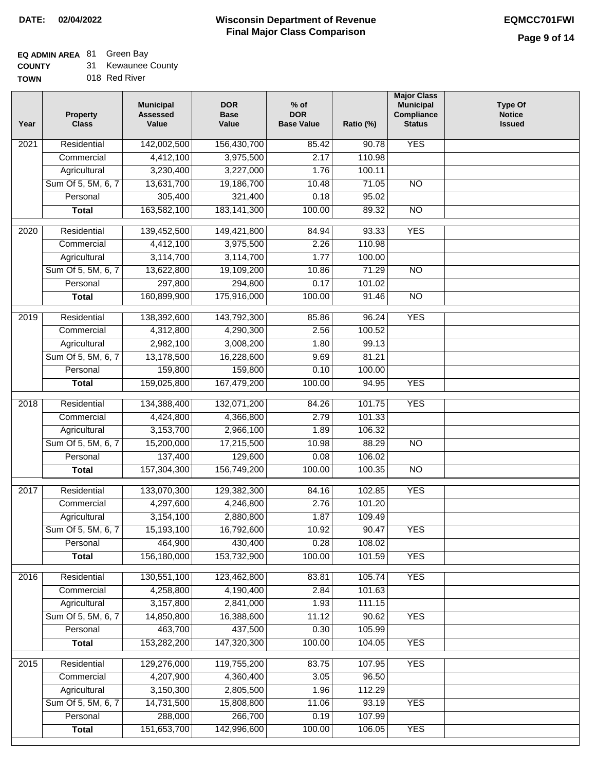**DATE: 02/04/2022**

# Wisconsin Department of Revenue
## Final Major Class Comparison

**EQMCC701FWI**

**EQ ADMIN AREA** 81 Green Bay
**COUNTY** 31 Kewaunee County
**TOWN** 018 Red River

| Year | Property Class | Municipal Assessed Value | DOR Base Value | % of DOR Base Value | Ratio (%) | Major Class Municipal Compliance Status | Type Of Notice Issued |
|---|---|---|---|---|---|---|---|
| 2021 | Residential | 142,002,500 | 156,430,700 | 85.42 | 90.78 | YES | |
| | Commercial | 4,412,100 | 3,975,500 | 2.17 | 110.98 | | |
| | Agricultural | 3,230,400 | 3,227,000 | 1.76 | 100.11 | | |
| | Sum Of 5, 5M, 6, 7 | 13,631,700 | 19,186,700 | 10.48 | 71.05 | NO | |
| | Personal | 305,400 | 321,400 | 0.18 | 95.02 | | |
| | **Total** | 163,582,100 | 183,141,300 | 100.00 | 89.32 | NO | |
| 2020 | Residential | 139,452,500 | 149,421,800 | 84.94 | 93.33 | YES | |
| | Commercial | 4,412,100 | 3,975,500 | 2.26 | 110.98 | | |
| | Agricultural | 3,114,700 | 3,114,700 | 1.77 | 100.00 | | |
| | Sum Of 5, 5M, 6, 7 | 13,622,800 | 19,109,200 | 10.86 | 71.29 | NO | |
| | Personal | 297,800 | 294,800 | 0.17 | 101.02 | | |
| | **Total** | 160,899,900 | 175,916,000 | 100.00 | 91.46 | NO | |
| 2019 | Residential | 138,392,600 | 143,792,300 | 85.86 | 96.24 | YES | |
| | Commercial | 4,312,800 | 4,290,300 | 2.56 | 100.52 | | |
| | Agricultural | 2,982,100 | 3,008,200 | 1.80 | 99.13 | | |
| | Sum Of 5, 5M, 6, 7 | 13,178,500 | 16,228,600 | 9.69 | 81.21 | | |
| | Personal | 159,800 | 159,800 | 0.10 | 100.00 | | |
| | **Total** | 159,025,800 | 167,479,200 | 100.00 | 94.95 | YES | |
| 2018 | Residential | 134,388,400 | 132,071,200 | 84.26 | 101.75 | YES | |
| | Commercial | 4,424,800 | 4,366,800 | 2.79 | 101.33 | | |
| | Agricultural | 3,153,700 | 2,966,100 | 1.89 | 106.32 | | |
| | Sum Of 5, 5M, 6, 7 | 15,200,000 | 17,215,500 | 10.98 | 88.29 | NO | |
| | Personal | 137,400 | 129,600 | 0.08 | 106.02 | | |
| | **Total** | 157,304,300 | 156,749,200 | 100.00 | 100.35 | NO | |
| 2017 | Residential | 133,070,300 | 129,382,300 | 84.16 | 102.85 | YES | |
| | Commercial | 4,297,600 | 4,246,800 | 2.76 | 101.20 | | |
| | Agricultural | 3,154,100 | 2,880,800 | 1.87 | 109.49 | | |
| | Sum Of 5, 5M, 6, 7 | 15,193,100 | 16,792,600 | 10.92 | 90.47 | YES | |
| | Personal | 464,900 | 430,400 | 0.28 | 108.02 | | |
| | **Total** | 156,180,000 | 153,732,900 | 100.00 | 101.59 | YES | |
| 2016 | Residential | 130,551,100 | 123,462,800 | 83.81 | 105.74 | YES | |
| | Commercial | 4,258,800 | 4,190,400 | 2.84 | 101.63 | | |
| | Agricultural | 3,157,800 | 2,841,000 | 1.93 | 111.15 | | |
| | Sum Of 5, 5M, 6, 7 | 14,850,800 | 16,388,600 | 11.12 | 90.62 | YES | |
| | Personal | 463,700 | 437,500 | 0.30 | 105.99 | | |
| | **Total** | 153,282,200 | 147,320,300 | 100.00 | 104.05 | YES | |
| 2015 | Residential | 129,276,000 | 119,755,200 | 83.75 | 107.95 | YES | |
| | Commercial | 4,207,900 | 4,360,400 | 3.05 | 96.50 | | |
| | Agricultural | 3,150,300 | 2,805,500 | 1.96 | 112.29 | | |
| | Sum Of 5, 5M, 6, 7 | 14,731,500 | 15,808,800 | 11.06 | 93.19 | YES | |
| | Personal | 288,000 | 266,700 | 0.19 | 107.99 | | |
| | **Total** | 151,653,700 | 142,996,600 | 100.00 | 106.05 | YES | |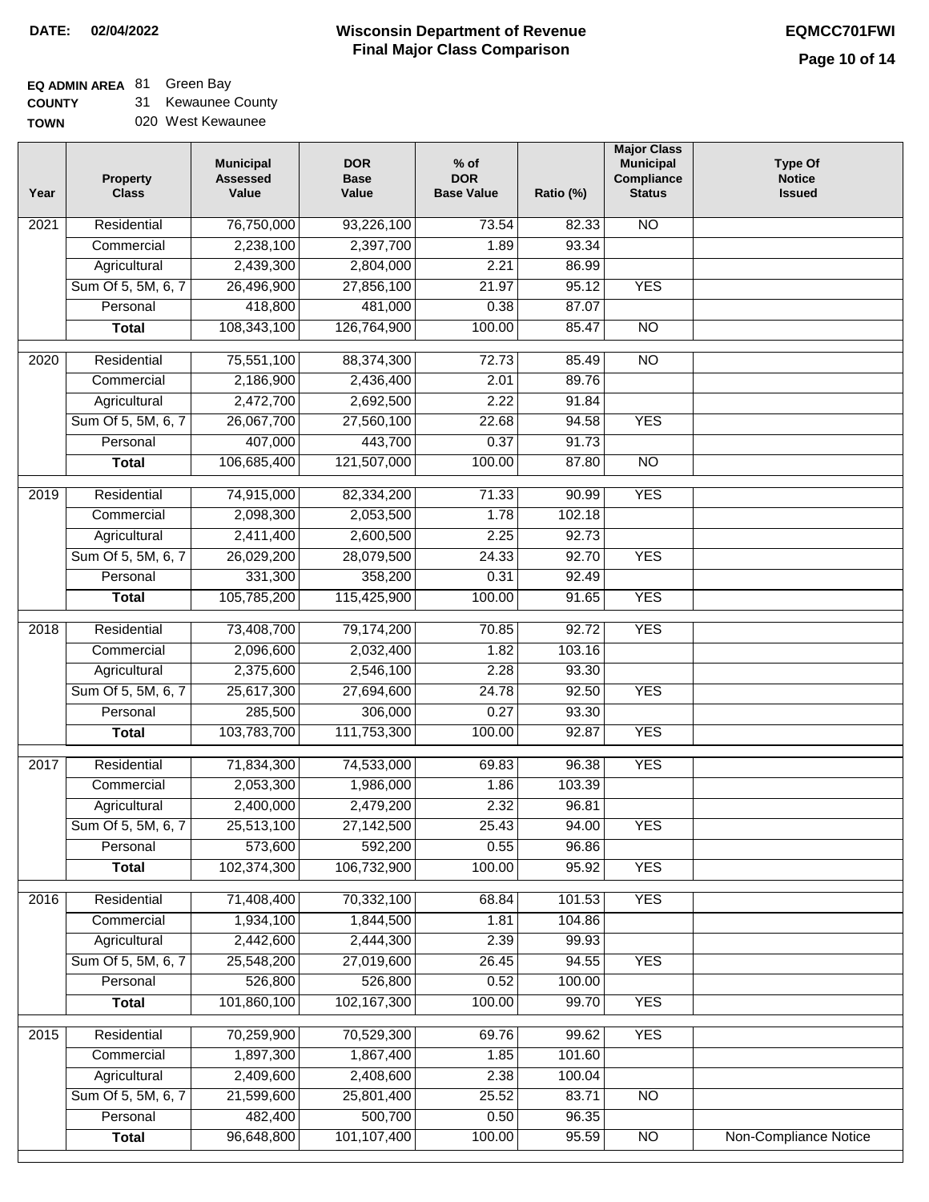**DATE:** 02/04/2022

# Wisconsin Department of Revenue
## Final Major Class Comparison

**EQMCC701FWI**

**EQ ADMIN AREA** 81 Green Bay
**COUNTY** 31 Kewaunee County
**TOWN** 020 West Kewaunee

| Year | Property Class | Municipal Assessed Value | DOR Base Value | % of DOR Base Value | Ratio (%) | Major Class Municipal Compliance Status | Type Of Notice Issued |
|---|---|---|---|---|---|---|---|
| 2021 | Residential | 76,750,000 | 93,226,100 | 73.54 | 82.33 | NO | |
| | Commercial | 2,238,100 | 2,397,700 | 1.89 | 93.34 | | |
| | Agricultural | 2,439,300 | 2,804,000 | 2.21 | 86.99 | | |
| | Sum Of 5, 5M, 6, 7 | 26,496,900 | 27,856,100 | 21.97 | 95.12 | YES | |
| | Personal | 418,800 | 481,000 | 0.38 | 87.07 | | |
| | **Total** | 108,343,100 | 126,764,900 | 100.00 | 85.47 | NO | |
| 2020 | Residential | 75,551,100 | 88,374,300 | 72.73 | 85.49 | NO | |
| | Commercial | 2,186,900 | 2,436,400 | 2.01 | 89.76 | | |
| | Agricultural | 2,472,700 | 2,692,500 | 2.22 | 91.84 | | |
| | Sum Of 5, 5M, 6, 7 | 26,067,700 | 27,560,100 | 22.68 | 94.58 | YES | |
| | Personal | 407,000 | 443,700 | 0.37 | 91.73 | | |
| | **Total** | 106,685,400 | 121,507,000 | 100.00 | 87.80 | NO | |
| 2019 | Residential | 74,915,000 | 82,334,200 | 71.33 | 90.99 | YES | |
| | Commercial | 2,098,300 | 2,053,500 | 1.78 | 102.18 | | |
| | Agricultural | 2,411,400 | 2,600,500 | 2.25 | 92.73 | | |
| | Sum Of 5, 5M, 6, 7 | 26,029,200 | 28,079,500 | 24.33 | 92.70 | YES | |
| | Personal | 331,300 | 358,200 | 0.31 | 92.49 | | |
| | **Total** | 105,785,200 | 115,425,900 | 100.00 | 91.65 | YES | |
| 2018 | Residential | 73,408,700 | 79,174,200 | 70.85 | 92.72 | YES | |
| | Commercial | 2,096,600 | 2,032,400 | 1.82 | 103.16 | | |
| | Agricultural | 2,375,600 | 2,546,100 | 2.28 | 93.30 | | |
| | Sum Of 5, 5M, 6, 7 | 25,617,300 | 27,694,600 | 24.78 | 92.50 | YES | |
| | Personal | 285,500 | 306,000 | 0.27 | 93.30 | | |
| | **Total** | 103,783,700 | 111,753,300 | 100.00 | 92.87 | YES | |
| 2017 | Residential | 71,834,300 | 74,533,000 | 69.83 | 96.38 | YES | |
| | Commercial | 2,053,300 | 1,986,000 | 1.86 | 103.39 | | |
| | Agricultural | 2,400,000 | 2,479,200 | 2.32 | 96.81 | | |
| | Sum Of 5, 5M, 6, 7 | 25,513,100 | 27,142,500 | 25.43 | 94.00 | YES | |
| | Personal | 573,600 | 592,200 | 0.55 | 96.86 | | |
| | **Total** | 102,374,300 | 106,732,900 | 100.00 | 95.92 | YES | |
| 2016 | Residential | 71,408,400 | 70,332,100 | 68.84 | 101.53 | YES | |
| | Commercial | 1,934,100 | 1,844,500 | 1.81 | 104.86 | | |
| | Agricultural | 2,442,600 | 2,444,300 | 2.39 | 99.93 | | |
| | Sum Of 5, 5M, 6, 7 | 25,548,200 | 27,019,600 | 26.45 | 94.55 | YES | |
| | Personal | 526,800 | 526,800 | 0.52 | 100.00 | | |
| | **Total** | 101,860,100 | 102,167,300 | 100.00 | 99.70 | YES | |
| 2015 | Residential | 70,259,900 | 70,529,300 | 69.76 | 99.62 | YES | |
| | Commercial | 1,897,300 | 1,867,400 | 1.85 | 101.60 | | |
| | Agricultural | 2,409,600 | 2,408,600 | 2.38 | 100.04 | | |
| | Sum Of 5, 5M, 6, 7 | 21,599,600 | 25,801,400 | 25.52 | 83.71 | NO | |
| | Personal | 482,400 | 500,700 | 0.50 | 96.35 | | |
| | **Total** | 96,648,800 | 101,107,400 | 100.00 | 95.59 | NO | Non-Compliance Notice |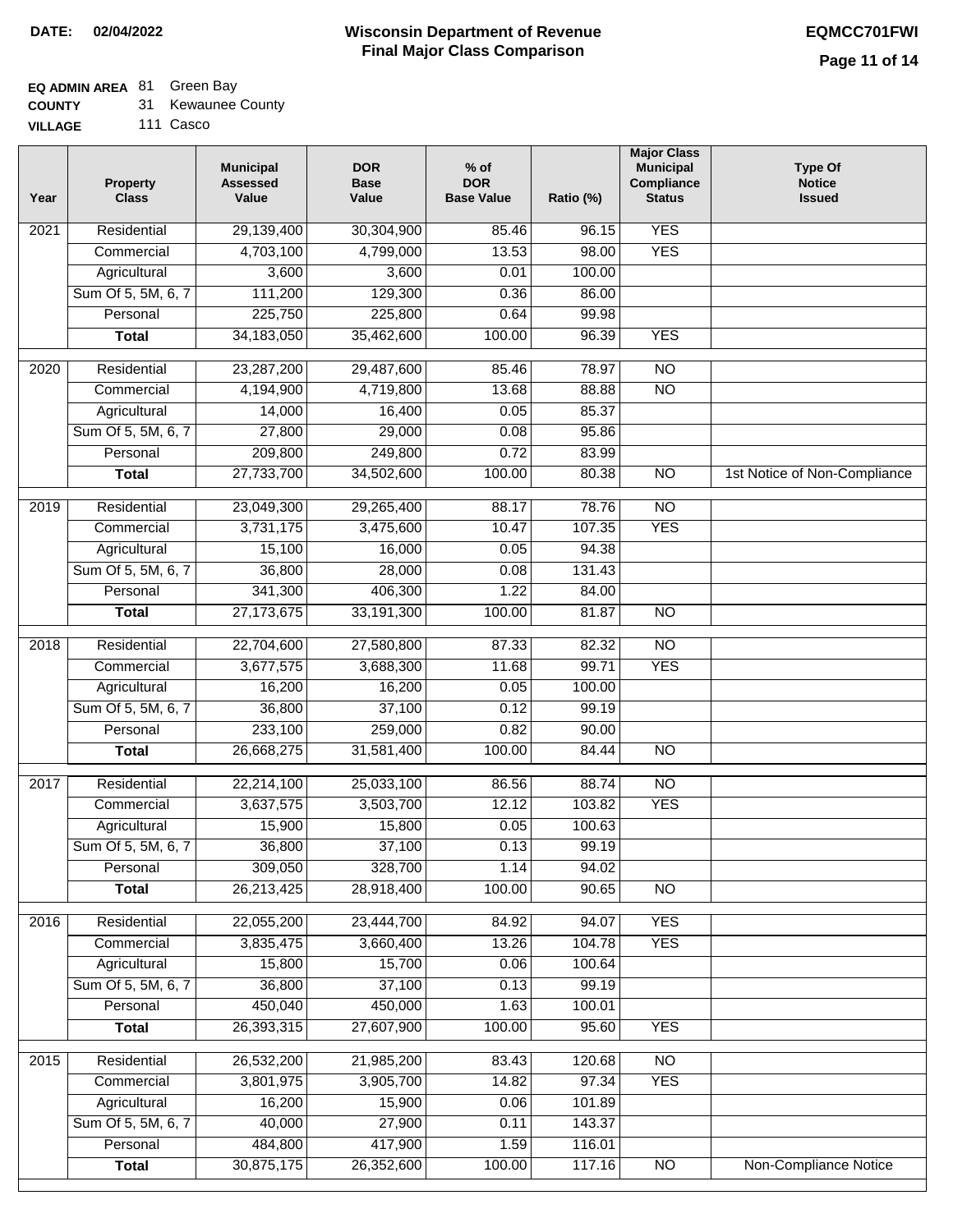**DATE:** 02/04/2022

# Wisconsin Department of Revenue
## Final Major Class Comparison

**EQMCC701FWI**

**EQ ADMIN AREA** 81 Green Bay
**COUNTY** 31 Kewaunee County
**VILLAGE** 111 Casco

| Year | Property Class | Municipal Assessed Value | DOR Base Value | % of DOR Base Value | Ratio (%) | Major Class Municipal Compliance Status | Type Of Notice Issued |
|---|---|---|---|---|---|---|---|
| 2021 | Residential | 29,139,400 | 30,304,900 | 85.46 | 96.15 | YES | |
| | Commercial | 4,703,100 | 4,799,000 | 13.53 | 98.00 | YES | |
| | Agricultural | 3,600 | 3,600 | 0.01 | 100.00 | | |
| | Sum Of 5, 5M, 6, 7 | 111,200 | 129,300 | 0.36 | 86.00 | | |
| | Personal | 225,750 | 225,800 | 0.64 | 99.98 | | |
| | **Total** | 34,183,050 | 35,462,600 | 100.00 | 96.39 | YES | |
| 2020 | Residential | 23,287,200 | 29,487,600 | 85.46 | 78.97 | NO | |
| | Commercial | 4,194,900 | 4,719,800 | 13.68 | 88.88 | NO | |
| | Agricultural | 14,000 | 16,400 | 0.05 | 85.37 | | |
| | Sum Of 5, 5M, 6, 7 | 27,800 | 29,000 | 0.08 | 95.86 | | |
| | Personal | 209,800 | 249,800 | 0.72 | 83.99 | | |
| | **Total** | 27,733,700 | 34,502,600 | 100.00 | 80.38 | NO | 1st Notice of Non-Compliance |
| 2019 | Residential | 23,049,300 | 29,265,400 | 88.17 | 78.76 | NO | |
| | Commercial | 3,731,175 | 3,475,600 | 10.47 | 107.35 | YES | |
| | Agricultural | 15,100 | 16,000 | 0.05 | 94.38 | | |
| | Sum Of 5, 5M, 6, 7 | 36,800 | 28,000 | 0.08 | 131.43 | | |
| | Personal | 341,300 | 406,300 | 1.22 | 84.00 | | |
| | **Total** | 27,173,675 | 33,191,300 | 100.00 | 81.87 | NO | |
| 2018 | Residential | 22,704,600 | 27,580,800 | 87.33 | 82.32 | NO | |
| | Commercial | 3,677,575 | 3,688,300 | 11.68 | 99.71 | YES | |
| | Agricultural | 16,200 | 16,200 | 0.05 | 100.00 | | |
| | Sum Of 5, 5M, 6, 7 | 36,800 | 37,100 | 0.12 | 99.19 | | |
| | Personal | 233,100 | 259,000 | 0.82 | 90.00 | | |
| | **Total** | 26,668,275 | 31,581,400 | 100.00 | 84.44 | NO | |
| 2017 | Residential | 22,214,100 | 25,033,100 | 86.56 | 88.74 | NO | |
| | Commercial | 3,637,575 | 3,503,700 | 12.12 | 103.82 | YES | |
| | Agricultural | 15,900 | 15,800 | 0.05 | 100.63 | | |
| | Sum Of 5, 5M, 6, 7 | 36,800 | 37,100 | 0.13 | 99.19 | | |
| | Personal | 309,050 | 328,700 | 1.14 | 94.02 | | |
| | **Total** | 26,213,425 | 28,918,400 | 100.00 | 90.65 | NO | |
| 2016 | Residential | 22,055,200 | 23,444,700 | 84.92 | 94.07 | YES | |
| | Commercial | 3,835,475 | 3,660,400 | 13.26 | 104.78 | YES | |
| | Agricultural | 15,800 | 15,700 | 0.06 | 100.64 | | |
| | Sum Of 5, 5M, 6, 7 | 36,800 | 37,100 | 0.13 | 99.19 | | |
| | Personal | 450,040 | 450,000 | 1.63 | 100.01 | | |
| | **Total** | 26,393,315 | 27,607,900 | 100.00 | 95.60 | YES | |
| 2015 | Residential | 26,532,200 | 21,985,200 | 83.43 | 120.68 | NO | |
| | Commercial | 3,801,975 | 3,905,700 | 14.82 | 97.34 | YES | |
| | Agricultural | 16,200 | 15,900 | 0.06 | 101.89 | | |
| | Sum Of 5, 5M, 6, 7 | 40,000 | 27,900 | 0.11 | 143.37 | | |
| | Personal | 484,800 | 417,900 | 1.59 | 116.01 | | |
| | **Total** | 30,875,175 | 26,352,600 | 100.00 | 117.16 | NO | Non-Compliance Notice |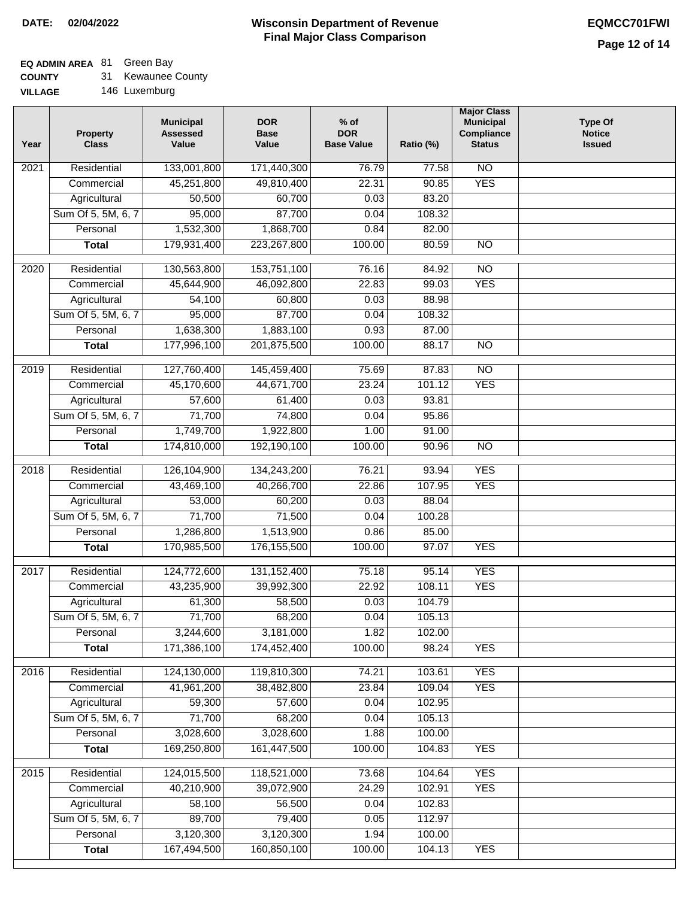**DATE: 02/04/2022**

# Wisconsin Department of Revenue
## Final Major Class Comparison

**EQMCC701FWI**

**EQ ADMIN AREA** 81 Green Bay
**COUNTY** 31 Kewaunee County
**VILLAGE** 146 Luxemburg

| Year | Property Class | Municipal Assessed Value | DOR Base Value | % of DOR Base Value | Ratio (%) | Major Class Municipal Compliance Status | Type Of Notice Issued |
|---|---|---|---|---|---|---|---|
| 2021 | Residential | 133,001,800 | 171,440,300 | 76.79 | 77.58 | NO | |
| | Commercial | 45,251,800 | 49,810,400 | 22.31 | 90.85 | YES | |
| | Agricultural | 50,500 | 60,700 | 0.03 | 83.20 | | |
| | Sum Of 5, 5M, 6, 7 | 95,000 | 87,700 | 0.04 | 108.32 | | |
| | Personal | 1,532,300 | 1,868,700 | 0.84 | 82.00 | | |
| | **Total** | 179,931,400 | 223,267,800 | 100.00 | 80.59 | NO | |
| 2020 | Residential | 130,563,800 | 153,751,100 | 76.16 | 84.92 | NO | |
| | Commercial | 45,644,900 | 46,092,800 | 22.83 | 99.03 | YES | |
| | Agricultural | 54,100 | 60,800 | 0.03 | 88.98 | | |
| | Sum Of 5, 5M, 6, 7 | 95,000 | 87,700 | 0.04 | 108.32 | | |
| | Personal | 1,638,300 | 1,883,100 | 0.93 | 87.00 | | |
| | **Total** | 177,996,100 | 201,875,500 | 100.00 | 88.17 | NO | |
| 2019 | Residential | 127,760,400 | 145,459,400 | 75.69 | 87.83 | NO | |
| | Commercial | 45,170,600 | 44,671,700 | 23.24 | 101.12 | YES | |
| | Agricultural | 57,600 | 61,400 | 0.03 | 93.81 | | |
| | Sum Of 5, 5M, 6, 7 | 71,700 | 74,800 | 0.04 | 95.86 | | |
| | Personal | 1,749,700 | 1,922,800 | 1.00 | 91.00 | | |
| | **Total** | 174,810,000 | 192,190,100 | 100.00 | 90.96 | NO | |
| 2018 | Residential | 126,104,900 | 134,243,200 | 76.21 | 93.94 | YES | |
| | Commercial | 43,469,100 | 40,266,700 | 22.86 | 107.95 | YES | |
| | Agricultural | 53,000 | 60,200 | 0.03 | 88.04 | | |
| | Sum Of 5, 5M, 6, 7 | 71,700 | 71,500 | 0.04 | 100.28 | | |
| | Personal | 1,286,800 | 1,513,900 | 0.86 | 85.00 | | |
| | **Total** | 170,985,500 | 176,155,500 | 100.00 | 97.07 | YES | |
| 2017 | Residential | 124,772,600 | 131,152,400 | 75.18 | 95.14 | YES | |
| | Commercial | 43,235,900 | 39,992,300 | 22.92 | 108.11 | YES | |
| | Agricultural | 61,300 | 58,500 | 0.03 | 104.79 | | |
| | Sum Of 5, 5M, 6, 7 | 71,700 | 68,200 | 0.04 | 105.13 | | |
| | Personal | 3,244,600 | 3,181,000 | 1.82 | 102.00 | | |
| | **Total** | 171,386,100 | 174,452,400 | 100.00 | 98.24 | YES | |
| 2016 | Residential | 124,130,000 | 119,810,300 | 74.21 | 103.61 | YES | |
| | Commercial | 41,961,200 | 38,482,800 | 23.84 | 109.04 | YES | |
| | Agricultural | 59,300 | 57,600 | 0.04 | 102.95 | | |
| | Sum Of 5, 5M, 6, 7 | 71,700 | 68,200 | 0.04 | 105.13 | | |
| | Personal | 3,028,600 | 3,028,600 | 1.88 | 100.00 | | |
| | **Total** | 169,250,800 | 161,447,500 | 100.00 | 104.83 | YES | |
| 2015 | Residential | 124,015,500 | 118,521,000 | 73.68 | 104.64 | YES | |
| | Commercial | 40,210,900 | 39,072,900 | 24.29 | 102.91 | YES | |
| | Agricultural | 58,100 | 56,500 | 0.04 | 102.83 | | |
| | Sum Of 5, 5M, 6, 7 | 89,700 | 79,400 | 0.05 | 112.97 | | |
| | Personal | 3,120,300 | 3,120,300 | 1.94 | 100.00 | | |
| | **Total** | 167,494,500 | 160,850,100 | 100.00 | 104.13 | YES | |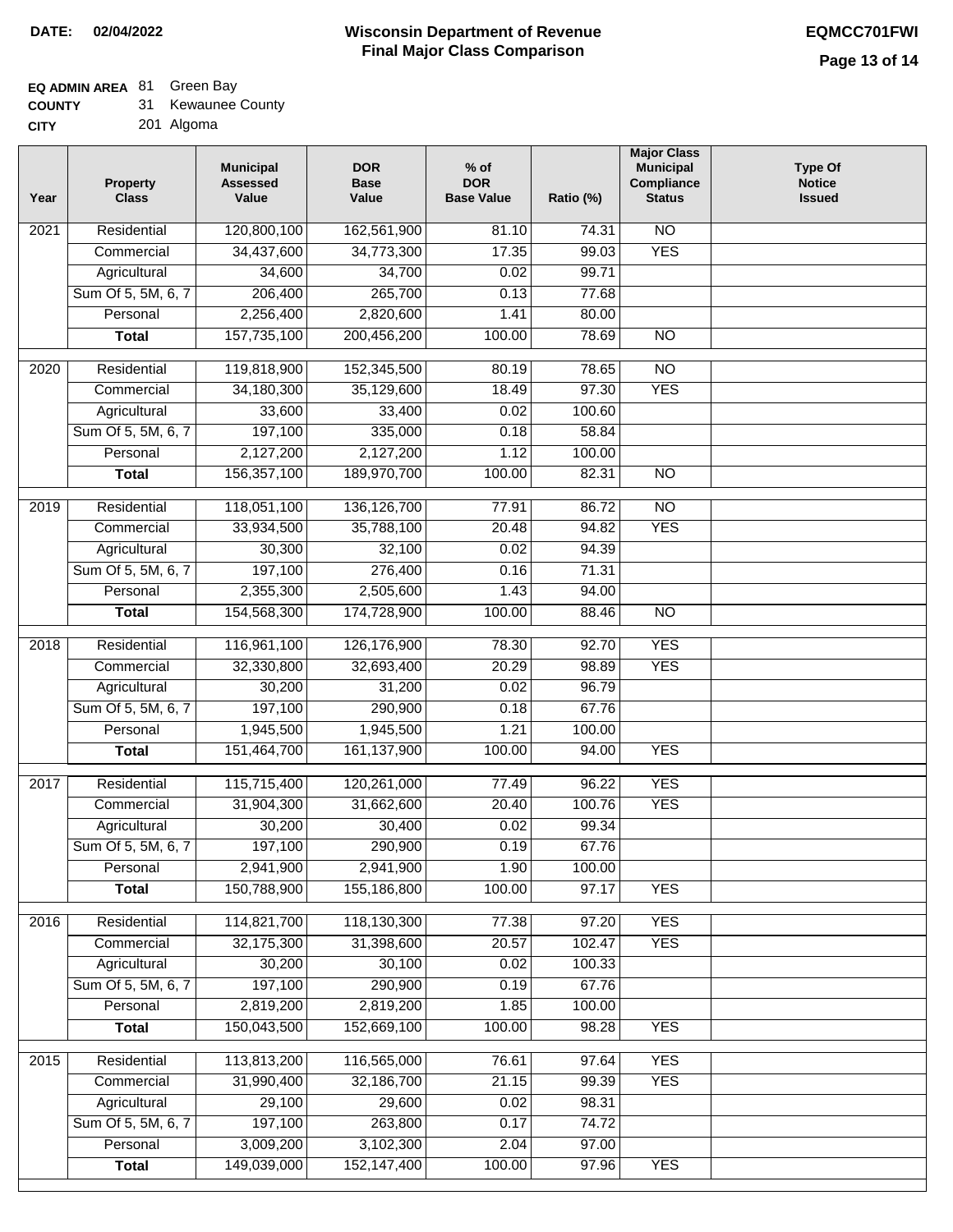**DATE: 02/04/2022**

# Wisconsin Department of Revenue
## Final Major Class Comparison

**EQMCC701FWI**

**EQ ADMIN AREA** 81 Green Bay
**COUNTY** 31 Kewaunee County
**CITY** 201 Algoma

| Year | Property Class | Municipal Assessed Value | DOR Base Value | % of DOR Base Value | Ratio (%) | Major Class Municipal Compliance Status | Type Of Notice Issued |
|---|---|---|---|---|---|---|---|
| 2021 | Residential | 120,800,100 | 162,561,900 | 81.10 | 74.31 | NO | |
| | Commercial | 34,437,600 | 34,773,300 | 17.35 | 99.03 | YES | |
| | Agricultural | 34,600 | 34,700 | 0.02 | 99.71 | | |
| | Sum Of 5, 5M, 6, 7 | 206,400 | 265,700 | 0.13 | 77.68 | | |
| | Personal | 2,256,400 | 2,820,600 | 1.41 | 80.00 | | |
| | **Total** | 157,735,100 | 200,456,200 | 100.00 | 78.69 | NO | |
| 2020 | Residential | 119,818,900 | 152,345,500 | 80.19 | 78.65 | NO | |
| | Commercial | 34,180,300 | 35,129,600 | 18.49 | 97.30 | YES | |
| | Agricultural | 33,600 | 33,400 | 0.02 | 100.60 | | |
| | Sum Of 5, 5M, 6, 7 | 197,100 | 335,000 | 0.18 | 58.84 | | |
| | Personal | 2,127,200 | 2,127,200 | 1.12 | 100.00 | | |
| | **Total** | 156,357,100 | 189,970,700 | 100.00 | 82.31 | NO | |
| 2019 | Residential | 118,051,100 | 136,126,700 | 77.91 | 86.72 | NO | |
| | Commercial | 33,934,500 | 35,788,100 | 20.48 | 94.82 | YES | |
| | Agricultural | 30,300 | 32,100 | 0.02 | 94.39 | | |
| | Sum Of 5, 5M, 6, 7 | 197,100 | 276,400 | 0.16 | 71.31 | | |
| | Personal | 2,355,300 | 2,505,600 | 1.43 | 94.00 | | |
| | **Total** | 154,568,300 | 174,728,900 | 100.00 | 88.46 | NO | |
| 2018 | Residential | 116,961,100 | 126,176,900 | 78.30 | 92.70 | YES | |
| | Commercial | 32,330,800 | 32,693,400 | 20.29 | 98.89 | YES | |
| | Agricultural | 30,200 | 31,200 | 0.02 | 96.79 | | |
| | Sum Of 5, 5M, 6, 7 | 197,100 | 290,900 | 0.18 | 67.76 | | |
| | Personal | 1,945,500 | 1,945,500 | 1.21 | 100.00 | | |
| | **Total** | 151,464,700 | 161,137,900 | 100.00 | 94.00 | YES | |
| 2017 | Residential | 115,715,400 | 120,261,000 | 77.49 | 96.22 | YES | |
| | Commercial | 31,904,300 | 31,662,600 | 20.40 | 100.76 | YES | |
| | Agricultural | 30,200 | 30,400 | 0.02 | 99.34 | | |
| | Sum Of 5, 5M, 6, 7 | 197,100 | 290,900 | 0.19 | 67.76 | | |
| | Personal | 2,941,900 | 2,941,900 | 1.90 | 100.00 | | |
| | **Total** | 150,788,900 | 155,186,800 | 100.00 | 97.17 | YES | |
| 2016 | Residential | 114,821,700 | 118,130,300 | 77.38 | 97.20 | YES | |
| | Commercial | 32,175,300 | 31,398,600 | 20.57 | 102.47 | YES | |
| | Agricultural | 30,200 | 30,100 | 0.02 | 100.33 | | |
| | Sum Of 5, 5M, 6, 7 | 197,100 | 290,900 | 0.19 | 67.76 | | |
| | Personal | 2,819,200 | 2,819,200 | 1.85 | 100.00 | | |
| | **Total** | 150,043,500 | 152,669,100 | 100.00 | 98.28 | YES | |
| 2015 | Residential | 113,813,200 | 116,565,000 | 76.61 | 97.64 | YES | |
| | Commercial | 31,990,400 | 32,186,700 | 21.15 | 99.39 | YES | |
| | Agricultural | 29,100 | 29,600 | 0.02 | 98.31 | | |
| | Sum Of 5, 5M, 6, 7 | 197,100 | 263,800 | 0.17 | 74.72 | | |
| | Personal | 3,009,200 | 3,102,300 | 2.04 | 97.00 | | |
| | **Total** | 149,039,000 | 152,147,400 | 100.00 | 97.96 | YES | |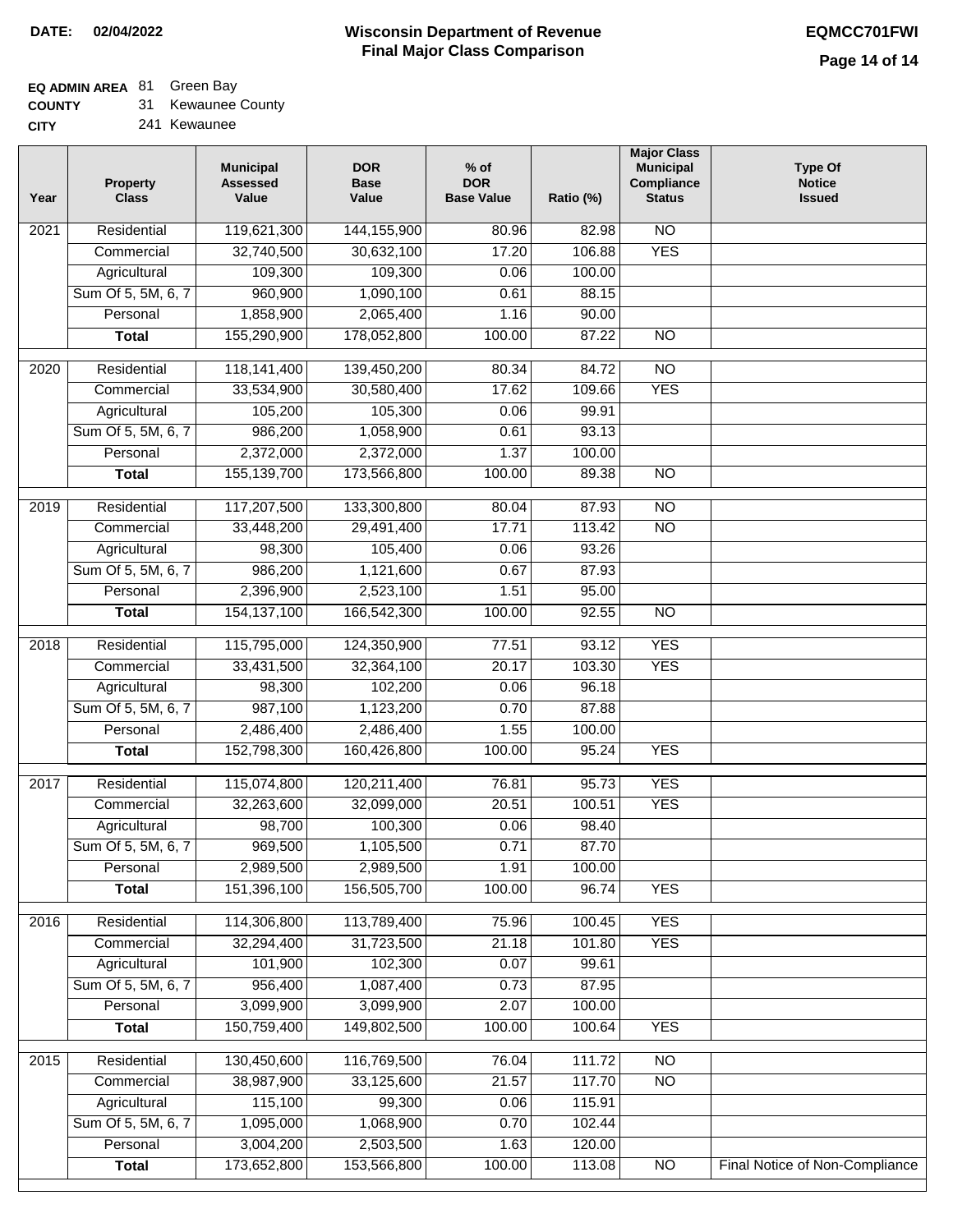**DATE:** 02/04/2022

# Wisconsin Department of Revenue
## Final Major Class Comparison

**EQMCC701FWI**

**EQ ADMIN AREA** 81 Green Bay
**COUNTY** 31 Kewaunee County
**CITY** 241 Kewaunee

| Year | Property Class | Municipal Assessed Value | DOR Base Value | % of DOR Base Value | Ratio (%) | Major Class Municipal Compliance Status | Type Of Notice Issued |
|---|---|---|---|---|---|---|---|
| 2021 | Residential | 119,621,300 | 144,155,900 | 80.96 | 82.98 | NO | |
| | Commercial | 32,740,500 | 30,632,100 | 17.20 | 106.88 | YES | |
| | Agricultural | 109,300 | 109,300 | 0.06 | 100.00 | | |
| | Sum Of 5, 5M, 6, 7 | 960,900 | 1,090,100 | 0.61 | 88.15 | | |
| | Personal | 1,858,900 | 2,065,400 | 1.16 | 90.00 | | |
| | **Total** | 155,290,900 | 178,052,800 | 100.00 | 87.22 | NO | |
| 2020 | Residential | 118,141,400 | 139,450,200 | 80.34 | 84.72 | NO | |
| | Commercial | 33,534,900 | 30,580,400 | 17.62 | 109.66 | YES | |
| | Agricultural | 105,200 | 105,300 | 0.06 | 99.91 | | |
| | Sum Of 5, 5M, 6, 7 | 986,200 | 1,058,900 | 0.61 | 93.13 | | |
| | Personal | 2,372,000 | 2,372,000 | 1.37 | 100.00 | | |
| | **Total** | 155,139,700 | 173,566,800 | 100.00 | 89.38 | NO | |
| 2019 | Residential | 117,207,500 | 133,300,800 | 80.04 | 87.93 | NO | |
| | Commercial | 33,448,200 | 29,491,400 | 17.71 | 113.42 | NO | |
| | Agricultural | 98,300 | 105,400 | 0.06 | 93.26 | | |
| | Sum Of 5, 5M, 6, 7 | 986,200 | 1,121,600 | 0.67 | 87.93 | | |
| | Personal | 2,396,900 | 2,523,100 | 1.51 | 95.00 | | |
| | **Total** | 154,137,100 | 166,542,300 | 100.00 | 92.55 | NO | |
| 2018 | Residential | 115,795,000 | 124,350,900 | 77.51 | 93.12 | YES | |
| | Commercial | 33,431,500 | 32,364,100 | 20.17 | 103.30 | YES | |
| | Agricultural | 98,300 | 102,200 | 0.06 | 96.18 | | |
| | Sum Of 5, 5M, 6, 7 | 987,100 | 1,123,200 | 0.70 | 87.88 | | |
| | Personal | 2,486,400 | 2,486,400 | 1.55 | 100.00 | | |
| | **Total** | 152,798,300 | 160,426,800 | 100.00 | 95.24 | YES | |
| 2017 | Residential | 115,074,800 | 120,211,400 | 76.81 | 95.73 | YES | |
| | Commercial | 32,263,600 | 32,099,000 | 20.51 | 100.51 | YES | |
| | Agricultural | 98,700 | 100,300 | 0.06 | 98.40 | | |
| | Sum Of 5, 5M, 6, 7 | 969,500 | 1,105,500 | 0.71 | 87.70 | | |
| | Personal | 2,989,500 | 2,989,500 | 1.91 | 100.00 | | |
| | **Total** | 151,396,100 | 156,505,700 | 100.00 | 96.74 | YES | |
| 2016 | Residential | 114,306,800 | 113,789,400 | 75.96 | 100.45 | YES | |
| | Commercial | 32,294,400 | 31,723,500 | 21.18 | 101.80 | YES | |
| | Agricultural | 101,900 | 102,300 | 0.07 | 99.61 | | |
| | Sum Of 5, 5M, 6, 7 | 956,400 | 1,087,400 | 0.73 | 87.95 | | |
| | Personal | 3,099,900 | 3,099,900 | 2.07 | 100.00 | | |
| | **Total** | 150,759,400 | 149,802,500 | 100.00 | 100.64 | YES | |
| 2015 | Residential | 130,450,600 | 116,769,500 | 76.04 | 111.72 | NO | |
| | Commercial | 38,987,900 | 33,125,600 | 21.57 | 117.70 | NO | |
| | Agricultural | 115,100 | 99,300 | 0.06 | 115.91 | | |
| | Sum Of 5, 5M, 6, 7 | 1,095,000 | 1,068,900 | 0.70 | 102.44 | | |
| | Personal | 3,004,200 | 2,503,500 | 1.63 | 120.00 | | |
| | **Total** | 173,652,800 | 153,566,800 | 100.00 | 113.08 | NO | Final Notice of Non-Compliance |